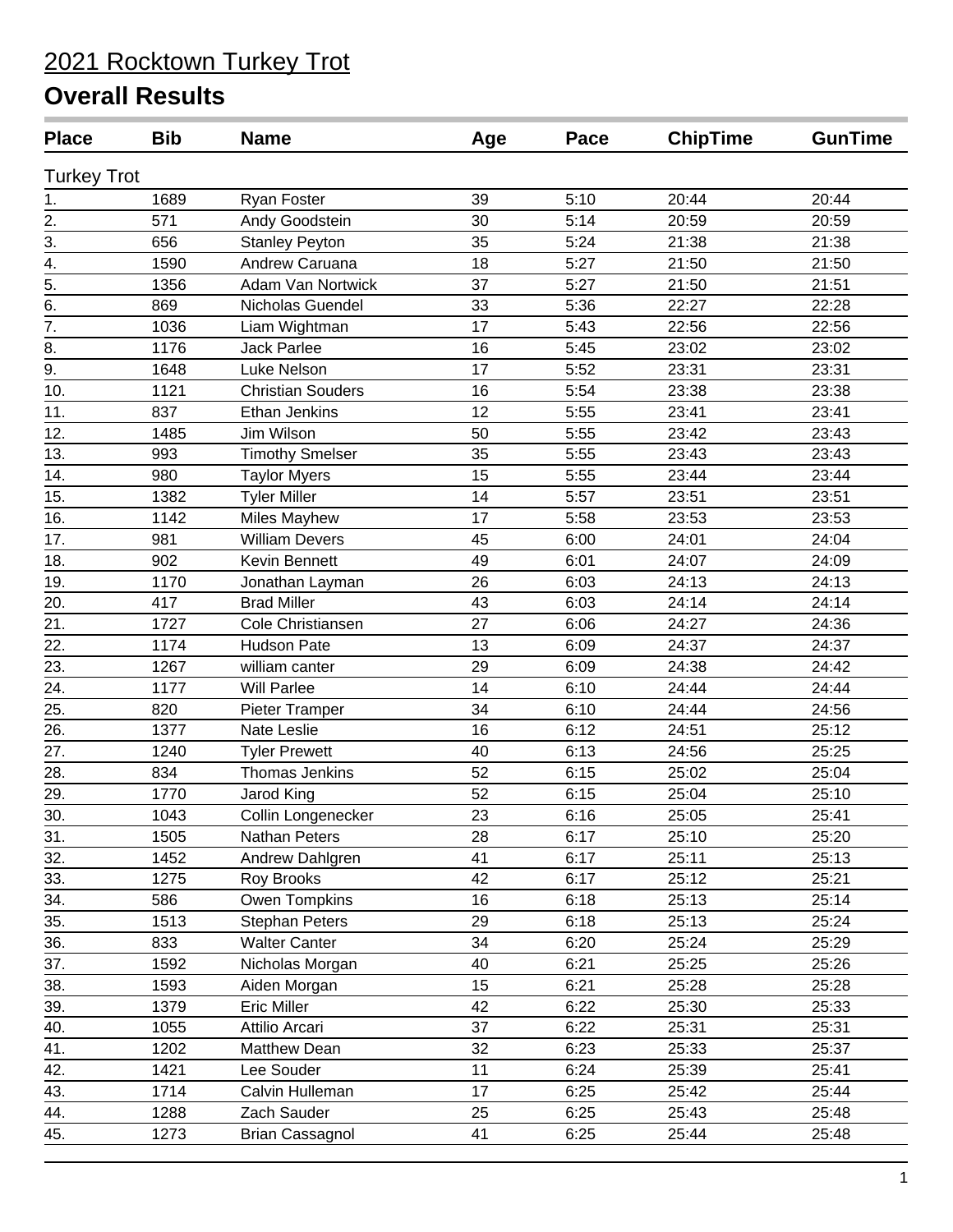# 2021 Rocktown Turkey Trot

## Overall Results

| Place | Bib | Name | Age | Pace | ChipTime | GunTime |
|---|---|---|---|---|---|---|
| Turkey Trot | | | | | | |
| 1. | 1689 | Ryan Foster | 39 | 5:10 | 20:44 | 20:44 |
| 2. | 571 | Andy Goodstein | 30 | 5:14 | 20:59 | 20:59 |
| 3. | 656 | Stanley Peyton | 35 | 5:24 | 21:38 | 21:38 |
| 4. | 1590 | Andrew Caruana | 18 | 5:27 | 21:50 | 21:50 |
| 5. | 1356 | Adam Van Nortwick | 37 | 5:27 | 21:50 | 21:51 |
| 6. | 869 | Nicholas Guendel | 33 | 5:36 | 22:27 | 22:28 |
| 7. | 1036 | Liam Wightman | 17 | 5:43 | 22:56 | 22:56 |
| 8. | 1176 | Jack Parlee | 16 | 5:45 | 23:02 | 23:02 |
| 9. | 1648 | Luke Nelson | 17 | 5:52 | 23:31 | 23:31 |
| 10. | 1121 | Christian Souders | 16 | 5:54 | 23:38 | 23:38 |
| 11. | 837 | Ethan Jenkins | 12 | 5:55 | 23:41 | 23:41 |
| 12. | 1485 | Jim Wilson | 50 | 5:55 | 23:42 | 23:43 |
| 13. | 993 | Timothy Smelser | 35 | 5:55 | 23:43 | 23:43 |
| 14. | 980 | Taylor Myers | 15 | 5:55 | 23:44 | 23:44 |
| 15. | 1382 | Tyler Miller | 14 | 5:57 | 23:51 | 23:51 |
| 16. | 1142 | Miles Mayhew | 17 | 5:58 | 23:53 | 23:53 |
| 17. | 981 | William Devers | 45 | 6:00 | 24:01 | 24:04 |
| 18. | 902 | Kevin Bennett | 49 | 6:01 | 24:07 | 24:09 |
| 19. | 1170 | Jonathan Layman | 26 | 6:03 | 24:13 | 24:13 |
| 20. | 417 | Brad Miller | 43 | 6:03 | 24:14 | 24:14 |
| 21. | 1727 | Cole Christiansen | 27 | 6:06 | 24:27 | 24:36 |
| 22. | 1174 | Hudson Pate | 13 | 6:09 | 24:37 | 24:37 |
| 23. | 1267 | william canter | 29 | 6:09 | 24:38 | 24:42 |
| 24. | 1177 | Will Parlee | 14 | 6:10 | 24:44 | 24:44 |
| 25. | 820 | Pieter Tramper | 34 | 6:10 | 24:44 | 24:56 |
| 26. | 1377 | Nate Leslie | 16 | 6:12 | 24:51 | 25:12 |
| 27. | 1240 | Tyler Prewett | 40 | 6:13 | 24:56 | 25:25 |
| 28. | 834 | Thomas Jenkins | 52 | 6:15 | 25:02 | 25:04 |
| 29. | 1770 | Jarod King | 52 | 6:15 | 25:04 | 25:10 |
| 30. | 1043 | Collin Longenecker | 23 | 6:16 | 25:05 | 25:41 |
| 31. | 1505 | Nathan Peters | 28 | 6:17 | 25:10 | 25:20 |
| 32. | 1452 | Andrew Dahlgren | 41 | 6:17 | 25:11 | 25:13 |
| 33. | 1275 | Roy Brooks | 42 | 6:17 | 25:12 | 25:21 |
| 34. | 586 | Owen Tompkins | 16 | 6:18 | 25:13 | 25:14 |
| 35. | 1513 | Stephan Peters | 29 | 6:18 | 25:13 | 25:24 |
| 36. | 833 | Walter Canter | 34 | 6:20 | 25:24 | 25:29 |
| 37. | 1592 | Nicholas Morgan | 40 | 6:21 | 25:25 | 25:26 |
| 38. | 1593 | Aiden Morgan | 15 | 6:21 | 25:28 | 25:28 |
| 39. | 1379 | Eric Miller | 42 | 6:22 | 25:30 | 25:33 |
| 40. | 1055 | Attilio Arcari | 37 | 6:22 | 25:31 | 25:31 |
| 41. | 1202 | Matthew Dean | 32 | 6:23 | 25:33 | 25:37 |
| 42. | 1421 | Lee Souder | 11 | 6:24 | 25:39 | 25:41 |
| 43. | 1714 | Calvin Hulleman | 17 | 6:25 | 25:42 | 25:44 |
| 44. | 1288 | Zach Sauder | 25 | 6:25 | 25:43 | 25:48 |
| 45. | 1273 | Brian Cassagnol | 41 | 6:25 | 25:44 | 25:48 |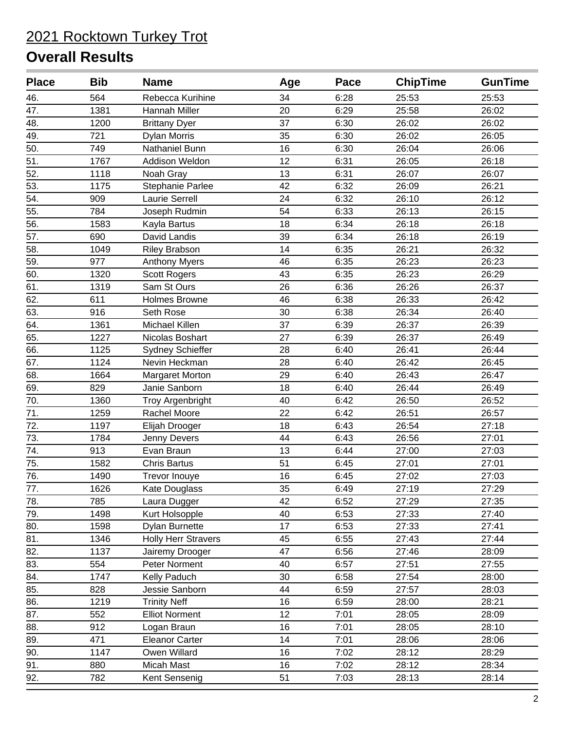# 2021 Rocktown Turkey Trot

## Overall Results

| Place | Bib | Name | Age | Pace | ChipTime | GunTime |
|---|---|---|---|---|---|---|
| 46. | 564 | Rebecca Kurihine | 34 | 6:28 | 25:53 | 25:53 |
| 47. | 1381 | Hannah Miller | 20 | 6:29 | 25:58 | 26:02 |
| 48. | 1200 | Brittany Dyer | 37 | 6:30 | 26:02 | 26:02 |
| 49. | 721 | Dylan Morris | 35 | 6:30 | 26:02 | 26:05 |
| 50. | 749 | Nathaniel Bunn | 16 | 6:30 | 26:04 | 26:06 |
| 51. | 1767 | Addison Weldon | 12 | 6:31 | 26:05 | 26:18 |
| 52. | 1118 | Noah Gray | 13 | 6:31 | 26:07 | 26:07 |
| 53. | 1175 | Stephanie Parlee | 42 | 6:32 | 26:09 | 26:21 |
| 54. | 909 | Laurie Serrell | 24 | 6:32 | 26:10 | 26:12 |
| 55. | 784 | Joseph Rudmin | 54 | 6:33 | 26:13 | 26:15 |
| 56. | 1583 | Kayla Bartus | 18 | 6:34 | 26:18 | 26:18 |
| 57. | 690 | David Landis | 39 | 6:34 | 26:18 | 26:19 |
| 58. | 1049 | Riley Brabson | 14 | 6:35 | 26:21 | 26:32 |
| 59. | 977 | Anthony Myers | 46 | 6:35 | 26:23 | 26:23 |
| 60. | 1320 | Scott Rogers | 43 | 6:35 | 26:23 | 26:29 |
| 61. | 1319 | Sam St Ours | 26 | 6:36 | 26:26 | 26:37 |
| 62. | 611 | Holmes Browne | 46 | 6:38 | 26:33 | 26:42 |
| 63. | 916 | Seth Rose | 30 | 6:38 | 26:34 | 26:40 |
| 64. | 1361 | Michael Killen | 37 | 6:39 | 26:37 | 26:39 |
| 65. | 1227 | Nicolas Boshart | 27 | 6:39 | 26:37 | 26:49 |
| 66. | 1125 | Sydney Schieffer | 28 | 6:40 | 26:41 | 26:44 |
| 67. | 1124 | Nevin Heckman | 28 | 6:40 | 26:42 | 26:45 |
| 68. | 1664 | Margaret Morton | 29 | 6:40 | 26:43 | 26:47 |
| 69. | 829 | Janie Sanborn | 18 | 6:40 | 26:44 | 26:49 |
| 70. | 1360 | Troy Argenbright | 40 | 6:42 | 26:50 | 26:52 |
| 71. | 1259 | Rachel Moore | 22 | 6:42 | 26:51 | 26:57 |
| 72. | 1197 | Elijah Drooger | 18 | 6:43 | 26:54 | 27:18 |
| 73. | 1784 | Jenny Devers | 44 | 6:43 | 26:56 | 27:01 |
| 74. | 913 | Evan Braun | 13 | 6:44 | 27:00 | 27:03 |
| 75. | 1582 | Chris Bartus | 51 | 6:45 | 27:01 | 27:01 |
| 76. | 1490 | Trevor Inouye | 16 | 6:45 | 27:02 | 27:03 |
| 77. | 1626 | Kate Douglass | 35 | 6:49 | 27:19 | 27:29 |
| 78. | 785 | Laura Dugger | 42 | 6:52 | 27:29 | 27:35 |
| 79. | 1498 | Kurt Holsopple | 40 | 6:53 | 27:33 | 27:40 |
| 80. | 1598 | Dylan Burnette | 17 | 6:53 | 27:33 | 27:41 |
| 81. | 1346 | Holly Herr Stravers | 45 | 6:55 | 27:43 | 27:44 |
| 82. | 1137 | Jairemy Drooger | 47 | 6:56 | 27:46 | 28:09 |
| 83. | 554 | Peter Norment | 40 | 6:57 | 27:51 | 27:55 |
| 84. | 1747 | Kelly Paduch | 30 | 6:58 | 27:54 | 28:00 |
| 85. | 828 | Jessie Sanborn | 44 | 6:59 | 27:57 | 28:03 |
| 86. | 1219 | Trinity Neff | 16 | 6:59 | 28:00 | 28:21 |
| 87. | 552 | Elliot Norment | 12 | 7:01 | 28:05 | 28:09 |
| 88. | 912 | Logan Braun | 16 | 7:01 | 28:05 | 28:10 |
| 89. | 471 | Eleanor Carter | 14 | 7:01 | 28:06 | 28:06 |
| 90. | 1147 | Owen Willard | 16 | 7:02 | 28:12 | 28:29 |
| 91. | 880 | Micah Mast | 16 | 7:02 | 28:12 | 28:34 |
| 92. | 782 | Kent Sensenig | 51 | 7:03 | 28:13 | 28:14 |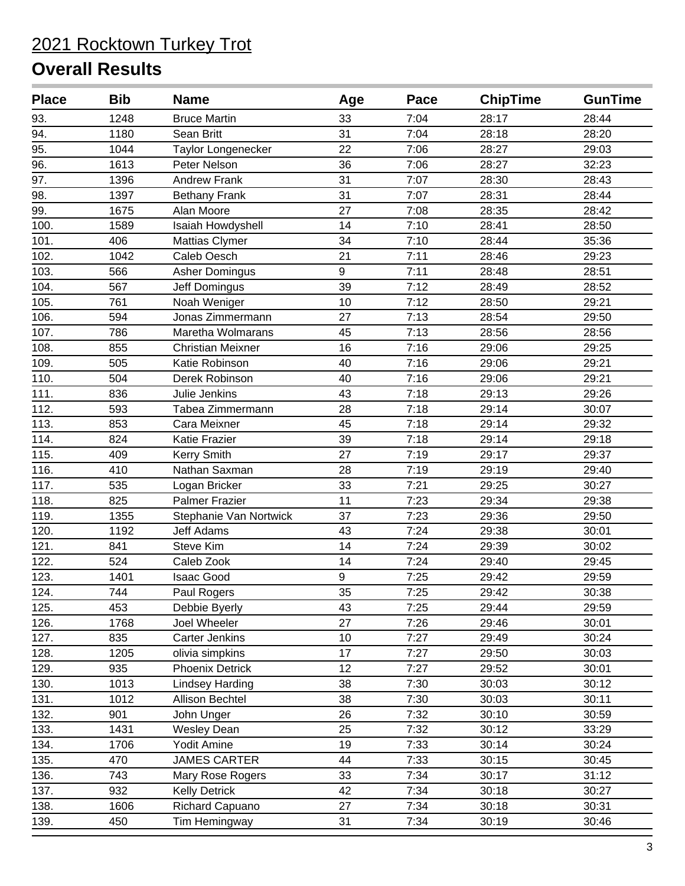# 2021 Rocktown Turkey Trot

## Overall Results

| Place | Bib | Name | Age | Pace | ChipTime | GunTime |
|---|---|---|---|---|---|---|
| 93. | 1248 | Bruce Martin | 33 | 7:04 | 28:17 | 28:44 |
| 94. | 1180 | Sean Britt | 31 | 7:04 | 28:18 | 28:20 |
| 95. | 1044 | Taylor Longenecker | 22 | 7:06 | 28:27 | 29:03 |
| 96. | 1613 | Peter Nelson | 36 | 7:06 | 28:27 | 32:23 |
| 97. | 1396 | Andrew Frank | 31 | 7:07 | 28:30 | 28:43 |
| 98. | 1397 | Bethany Frank | 31 | 7:07 | 28:31 | 28:44 |
| 99. | 1675 | Alan Moore | 27 | 7:08 | 28:35 | 28:42 |
| 100. | 1589 | Isaiah Howdyshell | 14 | 7:10 | 28:41 | 28:50 |
| 101. | 406 | Mattias Clymer | 34 | 7:10 | 28:44 | 35:36 |
| 102. | 1042 | Caleb Oesch | 21 | 7:11 | 28:46 | 29:23 |
| 103. | 566 | Asher Domingus | 9 | 7:11 | 28:48 | 28:51 |
| 104. | 567 | Jeff Domingus | 39 | 7:12 | 28:49 | 28:52 |
| 105. | 761 | Noah Weniger | 10 | 7:12 | 28:50 | 29:21 |
| 106. | 594 | Jonas Zimmermann | 27 | 7:13 | 28:54 | 29:50 |
| 107. | 786 | Maretha Wolmarans | 45 | 7:13 | 28:56 | 28:56 |
| 108. | 855 | Christian Meixner | 16 | 7:16 | 29:06 | 29:25 |
| 109. | 505 | Katie Robinson | 40 | 7:16 | 29:06 | 29:21 |
| 110. | 504 | Derek Robinson | 40 | 7:16 | 29:06 | 29:21 |
| 111. | 836 | Julie Jenkins | 43 | 7:18 | 29:13 | 29:26 |
| 112. | 593 | Tabea Zimmermann | 28 | 7:18 | 29:14 | 30:07 |
| 113. | 853 | Cara Meixner | 45 | 7:18 | 29:14 | 29:32 |
| 114. | 824 | Katie Frazier | 39 | 7:18 | 29:14 | 29:18 |
| 115. | 409 | Kerry Smith | 27 | 7:19 | 29:17 | 29:37 |
| 116. | 410 | Nathan Saxman | 28 | 7:19 | 29:19 | 29:40 |
| 117. | 535 | Logan Bricker | 33 | 7:21 | 29:25 | 30:27 |
| 118. | 825 | Palmer Frazier | 11 | 7:23 | 29:34 | 29:38 |
| 119. | 1355 | Stephanie Van Nortwick | 37 | 7:23 | 29:36 | 29:50 |
| 120. | 1192 | Jeff Adams | 43 | 7:24 | 29:38 | 30:01 |
| 121. | 841 | Steve Kim | 14 | 7:24 | 29:39 | 30:02 |
| 122. | 524 | Caleb Zook | 14 | 7:24 | 29:40 | 29:45 |
| 123. | 1401 | Isaac Good | 9 | 7:25 | 29:42 | 29:59 |
| 124. | 744 | Paul Rogers | 35 | 7:25 | 29:42 | 30:38 |
| 125. | 453 | Debbie Byerly | 43 | 7:25 | 29:44 | 29:59 |
| 126. | 1768 | Joel Wheeler | 27 | 7:26 | 29:46 | 30:01 |
| 127. | 835 | Carter Jenkins | 10 | 7:27 | 29:49 | 30:24 |
| 128. | 1205 | olivia simpkins | 17 | 7:27 | 29:50 | 30:03 |
| 129. | 935 | Phoenix Detrick | 12 | 7:27 | 29:52 | 30:01 |
| 130. | 1013 | Lindsey Harding | 38 | 7:30 | 30:03 | 30:12 |
| 131. | 1012 | Allison Bechtel | 38 | 7:30 | 30:03 | 30:11 |
| 132. | 901 | John Unger | 26 | 7:32 | 30:10 | 30:59 |
| 133. | 1431 | Wesley Dean | 25 | 7:32 | 30:12 | 33:29 |
| 134. | 1706 | Yodit Amine | 19 | 7:33 | 30:14 | 30:24 |
| 135. | 470 | JAMES CARTER | 44 | 7:33 | 30:15 | 30:45 |
| 136. | 743 | Mary Rose Rogers | 33 | 7:34 | 30:17 | 31:12 |
| 137. | 932 | Kelly Detrick | 42 | 7:34 | 30:18 | 30:27 |
| 138. | 1606 | Richard Capuano | 27 | 7:34 | 30:18 | 30:31 |
| 139. | 450 | Tim Hemingway | 31 | 7:34 | 30:19 | 30:46 |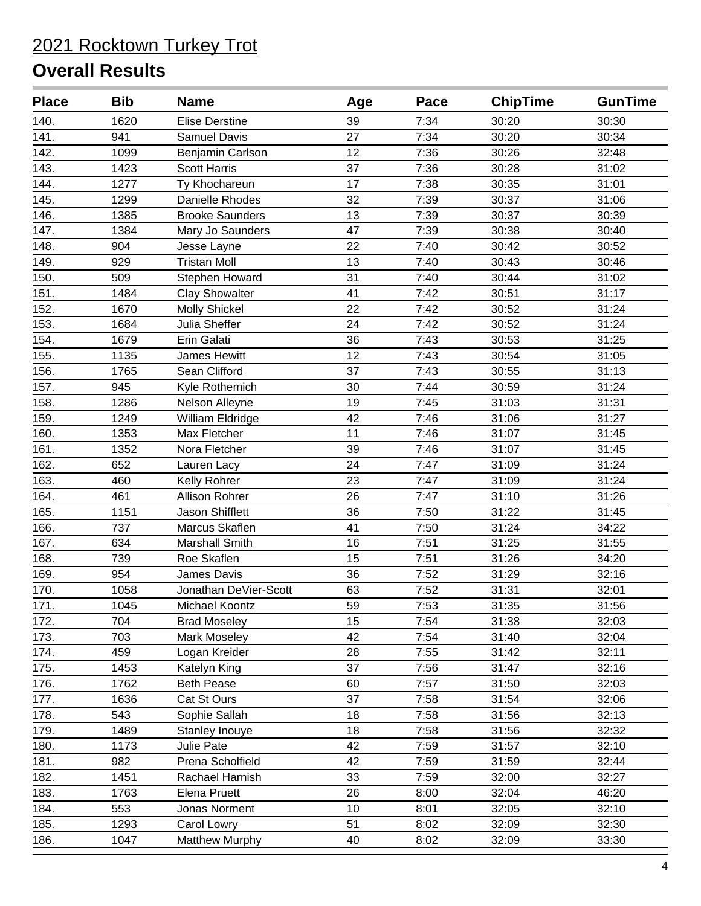# 2021 Rocktown Turkey Trot

## Overall Results

| Place | Bib | Name | Age | Pace | ChipTime | GunTime |
|---|---|---|---|---|---|---|
| 140. | 1620 | Elise Derstine | 39 | 7:34 | 30:20 | 30:30 |
| 141. | 941 | Samuel Davis | 27 | 7:34 | 30:20 | 30:34 |
| 142. | 1099 | Benjamin Carlson | 12 | 7:36 | 30:26 | 32:48 |
| 143. | 1423 | Scott Harris | 37 | 7:36 | 30:28 | 31:02 |
| 144. | 1277 | Ty Khochareun | 17 | 7:38 | 30:35 | 31:01 |
| 145. | 1299 | Danielle Rhodes | 32 | 7:39 | 30:37 | 31:06 |
| 146. | 1385 | Brooke Saunders | 13 | 7:39 | 30:37 | 30:39 |
| 147. | 1384 | Mary Jo Saunders | 47 | 7:39 | 30:38 | 30:40 |
| 148. | 904 | Jesse Layne | 22 | 7:40 | 30:42 | 30:52 |
| 149. | 929 | Tristan Moll | 13 | 7:40 | 30:43 | 30:46 |
| 150. | 509 | Stephen Howard | 31 | 7:40 | 30:44 | 31:02 |
| 151. | 1484 | Clay Showalter | 41 | 7:42 | 30:51 | 31:17 |
| 152. | 1670 | Molly Shickel | 22 | 7:42 | 30:52 | 31:24 |
| 153. | 1684 | Julia Sheffer | 24 | 7:42 | 30:52 | 31:24 |
| 154. | 1679 | Erin Galati | 36 | 7:43 | 30:53 | 31:25 |
| 155. | 1135 | James Hewitt | 12 | 7:43 | 30:54 | 31:05 |
| 156. | 1765 | Sean Clifford | 37 | 7:43 | 30:55 | 31:13 |
| 157. | 945 | Kyle Rothemich | 30 | 7:44 | 30:59 | 31:24 |
| 158. | 1286 | Nelson Alleyne | 19 | 7:45 | 31:03 | 31:31 |
| 159. | 1249 | William Eldridge | 42 | 7:46 | 31:06 | 31:27 |
| 160. | 1353 | Max Fletcher | 11 | 7:46 | 31:07 | 31:45 |
| 161. | 1352 | Nora Fletcher | 39 | 7:46 | 31:07 | 31:45 |
| 162. | 652 | Lauren Lacy | 24 | 7:47 | 31:09 | 31:24 |
| 163. | 460 | Kelly Rohrer | 23 | 7:47 | 31:09 | 31:24 |
| 164. | 461 | Allison Rohrer | 26 | 7:47 | 31:10 | 31:26 |
| 165. | 1151 | Jason Shifflett | 36 | 7:50 | 31:22 | 31:45 |
| 166. | 737 | Marcus Skaflen | 41 | 7:50 | 31:24 | 34:22 |
| 167. | 634 | Marshall Smith | 16 | 7:51 | 31:25 | 31:55 |
| 168. | 739 | Roe Skaflen | 15 | 7:51 | 31:26 | 34:20 |
| 169. | 954 | James Davis | 36 | 7:52 | 31:29 | 32:16 |
| 170. | 1058 | Jonathan DeVier-Scott | 63 | 7:52 | 31:31 | 32:01 |
| 171. | 1045 | Michael Koontz | 59 | 7:53 | 31:35 | 31:56 |
| 172. | 704 | Brad Moseley | 15 | 7:54 | 31:38 | 32:03 |
| 173. | 703 | Mark Moseley | 42 | 7:54 | 31:40 | 32:04 |
| 174. | 459 | Logan Kreider | 28 | 7:55 | 31:42 | 32:11 |
| 175. | 1453 | Katelyn King | 37 | 7:56 | 31:47 | 32:16 |
| 176. | 1762 | Beth Pease | 60 | 7:57 | 31:50 | 32:03 |
| 177. | 1636 | Cat St Ours | 37 | 7:58 | 31:54 | 32:06 |
| 178. | 543 | Sophie Sallah | 18 | 7:58 | 31:56 | 32:13 |
| 179. | 1489 | Stanley Inouye | 18 | 7:58 | 31:56 | 32:32 |
| 180. | 1173 | Julie Pate | 42 | 7:59 | 31:57 | 32:10 |
| 181. | 982 | Prena Scholfield | 42 | 7:59 | 31:59 | 32:44 |
| 182. | 1451 | Rachael Harnish | 33 | 7:59 | 32:00 | 32:27 |
| 183. | 1763 | Elena Pruett | 26 | 8:00 | 32:04 | 46:20 |
| 184. | 553 | Jonas Norment | 10 | 8:01 | 32:05 | 32:10 |
| 185. | 1293 | Carol Lowry | 51 | 8:02 | 32:09 | 32:30 |
| 186. | 1047 | Matthew Murphy | 40 | 8:02 | 32:09 | 33:30 |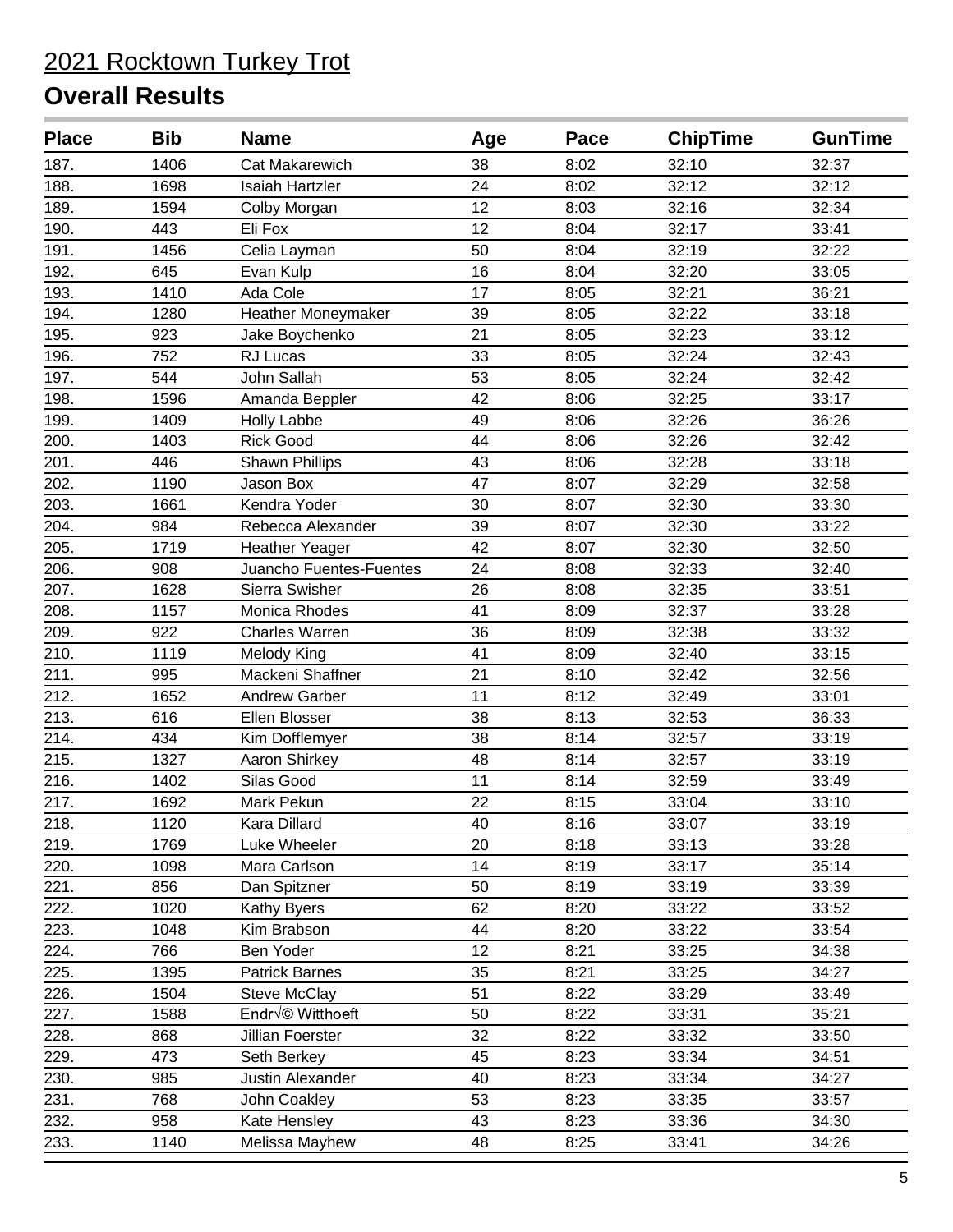# 2021 Rocktown Turkey Trot

## Overall Results

| Place | Bib | Name | Age | Pace | ChipTime | GunTime |
|---|---|---|---|---|---|---|
| 187. | 1406 | Cat Makarewich | 38 | 8:02 | 32:10 | 32:37 |
| 188. | 1698 | Isaiah Hartzler | 24 | 8:02 | 32:12 | 32:12 |
| 189. | 1594 | Colby Morgan | 12 | 8:03 | 32:16 | 32:34 |
| 190. | 443 | Eli Fox | 12 | 8:04 | 32:17 | 33:41 |
| 191. | 1456 | Celia Layman | 50 | 8:04 | 32:19 | 32:22 |
| 192. | 645 | Evan Kulp | 16 | 8:04 | 32:20 | 33:05 |
| 193. | 1410 | Ada Cole | 17 | 8:05 | 32:21 | 36:21 |
| 194. | 1280 | Heather Moneymaker | 39 | 8:05 | 32:22 | 33:18 |
| 195. | 923 | Jake Boychenko | 21 | 8:05 | 32:23 | 33:12 |
| 196. | 752 | RJ Lucas | 33 | 8:05 | 32:24 | 32:43 |
| 197. | 544 | John Sallah | 53 | 8:05 | 32:24 | 32:42 |
| 198. | 1596 | Amanda Beppler | 42 | 8:06 | 32:25 | 33:17 |
| 199. | 1409 | Holly Labbe | 49 | 8:06 | 32:26 | 36:26 |
| 200. | 1403 | Rick Good | 44 | 8:06 | 32:26 | 32:42 |
| 201. | 446 | Shawn Phillips | 43 | 8:06 | 32:28 | 33:18 |
| 202. | 1190 | Jason Box | 47 | 8:07 | 32:29 | 32:58 |
| 203. | 1661 | Kendra Yoder | 30 | 8:07 | 32:30 | 33:30 |
| 204. | 984 | Rebecca Alexander | 39 | 8:07 | 32:30 | 33:22 |
| 205. | 1719 | Heather Yeager | 42 | 8:07 | 32:30 | 32:50 |
| 206. | 908 | Juancho Fuentes-Fuentes | 24 | 8:08 | 32:33 | 32:40 |
| 207. | 1628 | Sierra Swisher | 26 | 8:08 | 32:35 | 33:51 |
| 208. | 1157 | Monica Rhodes | 41 | 8:09 | 32:37 | 33:28 |
| 209. | 922 | Charles Warren | 36 | 8:09 | 32:38 | 33:32 |
| 210. | 1119 | Melody King | 41 | 8:09 | 32:40 | 33:15 |
| 211. | 995 | Mackeni Shaffner | 21 | 8:10 | 32:42 | 32:56 |
| 212. | 1652 | Andrew Garber | 11 | 8:12 | 32:49 | 33:01 |
| 213. | 616 | Ellen Blosser | 38 | 8:13 | 32:53 | 36:33 |
| 214. | 434 | Kim Dofflemyer | 38 | 8:14 | 32:57 | 33:19 |
| 215. | 1327 | Aaron Shirkey | 48 | 8:14 | 32:57 | 33:19 |
| 216. | 1402 | Silas Good | 11 | 8:14 | 32:59 | 33:49 |
| 217. | 1692 | Mark Pekun | 22 | 8:15 | 33:04 | 33:10 |
| 218. | 1120 | Kara Dillard | 40 | 8:16 | 33:07 | 33:19 |
| 219. | 1769 | Luke Wheeler | 20 | 8:18 | 33:13 | 33:28 |
| 220. | 1098 | Mara Carlson | 14 | 8:19 | 33:17 | 35:14 |
| 221. | 856 | Dan Spitzner | 50 | 8:19 | 33:19 | 33:39 |
| 222. | 1020 | Kathy Byers | 62 | 8:20 | 33:22 | 33:52 |
| 223. | 1048 | Kim Brabson | 44 | 8:20 | 33:22 | 33:54 |
| 224. | 766 | Ben Yoder | 12 | 8:21 | 33:25 | 34:38 |
| 225. | 1395 | Patrick Barnes | 35 | 8:21 | 33:25 | 34:27 |
| 226. | 1504 | Steve McClay | 51 | 8:22 | 33:29 | 33:49 |
| 227. | 1588 | Endr√© Witthoeft | 50 | 8:22 | 33:31 | 35:21 |
| 228. | 868 | Jillian Foerster | 32 | 8:22 | 33:32 | 33:50 |
| 229. | 473 | Seth Berkey | 45 | 8:23 | 33:34 | 34:51 |
| 230. | 985 | Justin Alexander | 40 | 8:23 | 33:34 | 34:27 |
| 231. | 768 | John Coakley | 53 | 8:23 | 33:35 | 33:57 |
| 232. | 958 | Kate Hensley | 43 | 8:23 | 33:36 | 34:30 |
| 233. | 1140 | Melissa Mayhew | 48 | 8:25 | 33:41 | 34:26 |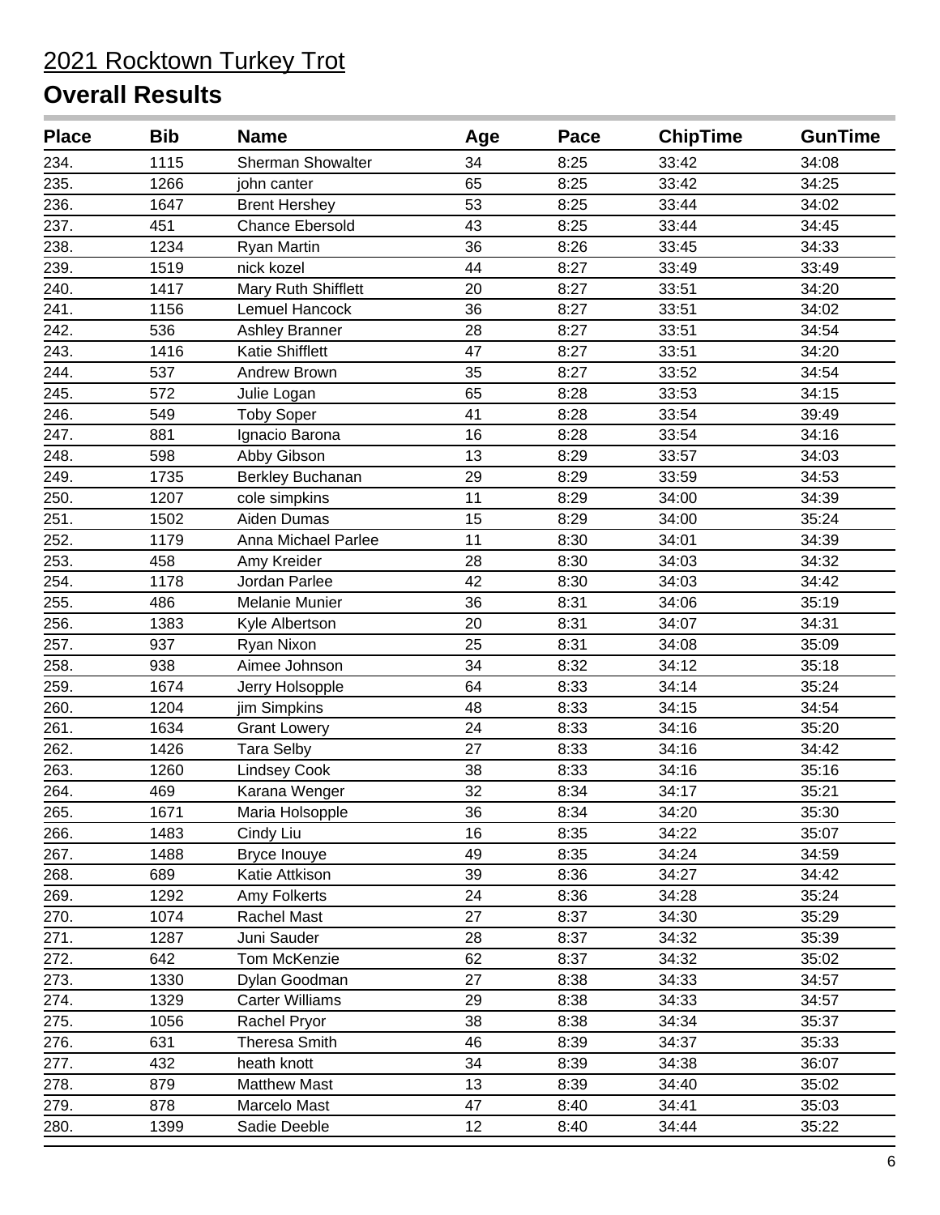# 2021 Rocktown Turkey Trot

## Overall Results

| Place | Bib | Name | Age | Pace | ChipTime | GunTime |
|---|---|---|---|---|---|---|
| 234. | 1115 | Sherman Showalter | 34 | 8:25 | 33:42 | 34:08 |
| 235. | 1266 | john canter | 65 | 8:25 | 33:42 | 34:25 |
| 236. | 1647 | Brent Hershey | 53 | 8:25 | 33:44 | 34:02 |
| 237. | 451 | Chance Ebersold | 43 | 8:25 | 33:44 | 34:45 |
| 238. | 1234 | Ryan Martin | 36 | 8:26 | 33:45 | 34:33 |
| 239. | 1519 | nick kozel | 44 | 8:27 | 33:49 | 33:49 |
| 240. | 1417 | Mary Ruth Shifflett | 20 | 8:27 | 33:51 | 34:20 |
| 241. | 1156 | Lemuel Hancock | 36 | 8:27 | 33:51 | 34:02 |
| 242. | 536 | Ashley Branner | 28 | 8:27 | 33:51 | 34:54 |
| 243. | 1416 | Katie Shifflett | 47 | 8:27 | 33:51 | 34:20 |
| 244. | 537 | Andrew Brown | 35 | 8:27 | 33:52 | 34:54 |
| 245. | 572 | Julie Logan | 65 | 8:28 | 33:53 | 34:15 |
| 246. | 549 | Toby Soper | 41 | 8:28 | 33:54 | 39:49 |
| 247. | 881 | Ignacio Barona | 16 | 8:28 | 33:54 | 34:16 |
| 248. | 598 | Abby Gibson | 13 | 8:29 | 33:57 | 34:03 |
| 249. | 1735 | Berkley Buchanan | 29 | 8:29 | 33:59 | 34:53 |
| 250. | 1207 | cole simpkins | 11 | 8:29 | 34:00 | 34:39 |
| 251. | 1502 | Aiden Dumas | 15 | 8:29 | 34:00 | 35:24 |
| 252. | 1179 | Anna Michael Parlee | 11 | 8:30 | 34:01 | 34:39 |
| 253. | 458 | Amy Kreider | 28 | 8:30 | 34:03 | 34:32 |
| 254. | 1178 | Jordan Parlee | 42 | 8:30 | 34:03 | 34:42 |
| 255. | 486 | Melanie Munier | 36 | 8:31 | 34:06 | 35:19 |
| 256. | 1383 | Kyle Albertson | 20 | 8:31 | 34:07 | 34:31 |
| 257. | 937 | Ryan Nixon | 25 | 8:31 | 34:08 | 35:09 |
| 258. | 938 | Aimee Johnson | 34 | 8:32 | 34:12 | 35:18 |
| 259. | 1674 | Jerry Holsopple | 64 | 8:33 | 34:14 | 35:24 |
| 260. | 1204 | jim Simpkins | 48 | 8:33 | 34:15 | 34:54 |
| 261. | 1634 | Grant Lowery | 24 | 8:33 | 34:16 | 35:20 |
| 262. | 1426 | Tara Selby | 27 | 8:33 | 34:16 | 34:42 |
| 263. | 1260 | Lindsey Cook | 38 | 8:33 | 34:16 | 35:16 |
| 264. | 469 | Karana Wenger | 32 | 8:34 | 34:17 | 35:21 |
| 265. | 1671 | Maria Holsopple | 36 | 8:34 | 34:20 | 35:30 |
| 266. | 1483 | Cindy Liu | 16 | 8:35 | 34:22 | 35:07 |
| 267. | 1488 | Bryce Inouye | 49 | 8:35 | 34:24 | 34:59 |
| 268. | 689 | Katie Attkison | 39 | 8:36 | 34:27 | 34:42 |
| 269. | 1292 | Amy Folkerts | 24 | 8:36 | 34:28 | 35:24 |
| 270. | 1074 | Rachel Mast | 27 | 8:37 | 34:30 | 35:29 |
| 271. | 1287 | Juni Sauder | 28 | 8:37 | 34:32 | 35:39 |
| 272. | 642 | Tom McKenzie | 62 | 8:37 | 34:32 | 35:02 |
| 273. | 1330 | Dylan Goodman | 27 | 8:38 | 34:33 | 34:57 |
| 274. | 1329 | Carter Williams | 29 | 8:38 | 34:33 | 34:57 |
| 275. | 1056 | Rachel Pryor | 38 | 8:38 | 34:34 | 35:37 |
| 276. | 631 | Theresa Smith | 46 | 8:39 | 34:37 | 35:33 |
| 277. | 432 | heath knott | 34 | 8:39 | 34:38 | 36:07 |
| 278. | 879 | Matthew Mast | 13 | 8:39 | 34:40 | 35:02 |
| 279. | 878 | Marcelo Mast | 47 | 8:40 | 34:41 | 35:03 |
| 280. | 1399 | Sadie Deeble | 12 | 8:40 | 34:44 | 35:22 |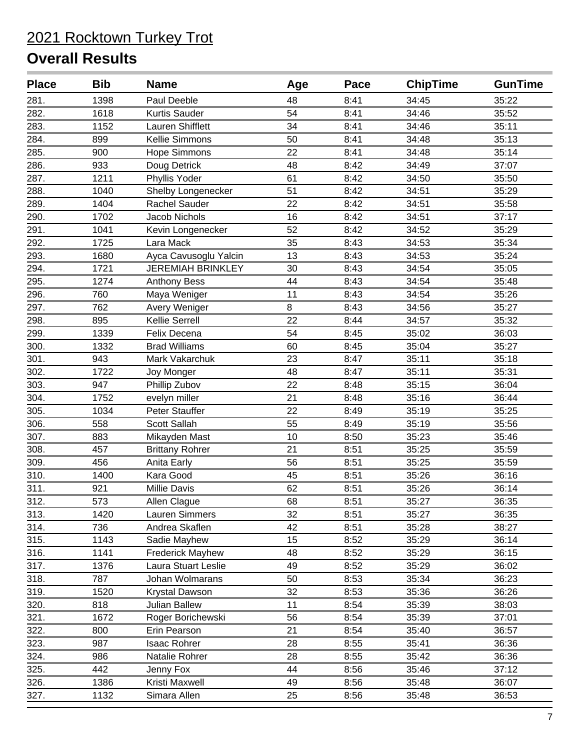# 2021 Rocktown Turkey Trot

## Overall Results

| Place | Bib | Name | Age | Pace | ChipTime | GunTime |
|---|---|---|---|---|---|---|
| 281. | 1398 | Paul Deeble | 48 | 8:41 | 34:45 | 35:22 |
| 282. | 1618 | Kurtis Sauder | 54 | 8:41 | 34:46 | 35:52 |
| 283. | 1152 | Lauren Shifflett | 34 | 8:41 | 34:46 | 35:11 |
| 284. | 899 | Kellie Simmons | 50 | 8:41 | 34:48 | 35:13 |
| 285. | 900 | Hope Simmons | 22 | 8:41 | 34:48 | 35:14 |
| 286. | 933 | Doug Detrick | 48 | 8:42 | 34:49 | 37:07 |
| 287. | 1211 | Phyllis Yoder | 61 | 8:42 | 34:50 | 35:50 |
| 288. | 1040 | Shelby Longenecker | 51 | 8:42 | 34:51 | 35:29 |
| 289. | 1404 | Rachel Sauder | 22 | 8:42 | 34:51 | 35:58 |
| 290. | 1702 | Jacob Nichols | 16 | 8:42 | 34:51 | 37:17 |
| 291. | 1041 | Kevin Longenecker | 52 | 8:42 | 34:52 | 35:29 |
| 292. | 1725 | Lara Mack | 35 | 8:43 | 34:53 | 35:34 |
| 293. | 1680 | Ayca Cavusoglu Yalcin | 13 | 8:43 | 34:53 | 35:24 |
| 294. | 1721 | JEREMIAH BRINKLEY | 30 | 8:43 | 34:54 | 35:05 |
| 295. | 1274 | Anthony Bess | 44 | 8:43 | 34:54 | 35:48 |
| 296. | 760 | Maya Weniger | 11 | 8:43 | 34:54 | 35:26 |
| 297. | 762 | Avery Weniger | 8 | 8:43 | 34:56 | 35:27 |
| 298. | 895 | Kellie Serrell | 22 | 8:44 | 34:57 | 35:32 |
| 299. | 1339 | Felix Decena | 54 | 8:45 | 35:02 | 36:03 |
| 300. | 1332 | Brad Williams | 60 | 8:45 | 35:04 | 35:27 |
| 301. | 943 | Mark Vakarchuk | 23 | 8:47 | 35:11 | 35:18 |
| 302. | 1722 | Joy Monger | 48 | 8:47 | 35:11 | 35:31 |
| 303. | 947 | Phillip Zubov | 22 | 8:48 | 35:15 | 36:04 |
| 304. | 1752 | evelyn miller | 21 | 8:48 | 35:16 | 36:44 |
| 305. | 1034 | Peter Stauffer | 22 | 8:49 | 35:19 | 35:25 |
| 306. | 558 | Scott Sallah | 55 | 8:49 | 35:19 | 35:56 |
| 307. | 883 | Mikayden Mast | 10 | 8:50 | 35:23 | 35:46 |
| 308. | 457 | Brittany Rohrer | 21 | 8:51 | 35:25 | 35:59 |
| 309. | 456 | Anita Early | 56 | 8:51 | 35:25 | 35:59 |
| 310. | 1400 | Kara Good | 45 | 8:51 | 35:26 | 36:16 |
| 311. | 921 | Millie Davis | 62 | 8:51 | 35:26 | 36:14 |
| 312. | 573 | Allen Clague | 68 | 8:51 | 35:27 | 36:35 |
| 313. | 1420 | Lauren Simmers | 32 | 8:51 | 35:27 | 36:35 |
| 314. | 736 | Andrea Skaflen | 42 | 8:51 | 35:28 | 38:27 |
| 315. | 1143 | Sadie Mayhew | 15 | 8:52 | 35:29 | 36:14 |
| 316. | 1141 | Frederick Mayhew | 48 | 8:52 | 35:29 | 36:15 |
| 317. | 1376 | Laura Stuart Leslie | 49 | 8:52 | 35:29 | 36:02 |
| 318. | 787 | Johan Wolmarans | 50 | 8:53 | 35:34 | 36:23 |
| 319. | 1520 | Krystal Dawson | 32 | 8:53 | 35:36 | 36:26 |
| 320. | 818 | Julian Ballew | 11 | 8:54 | 35:39 | 38:03 |
| 321. | 1672 | Roger Borichewski | 56 | 8:54 | 35:39 | 37:01 |
| 322. | 800 | Erin Pearson | 21 | 8:54 | 35:40 | 36:57 |
| 323. | 987 | Isaac Rohrer | 28 | 8:55 | 35:41 | 36:36 |
| 324. | 986 | Natalie Rohrer | 28 | 8:55 | 35:42 | 36:36 |
| 325. | 442 | Jenny Fox | 44 | 8:56 | 35:46 | 37:12 |
| 326. | 1386 | Kristi Maxwell | 49 | 8:56 | 35:48 | 36:07 |
| 327. | 1132 | Simara Allen | 25 | 8:56 | 35:48 | 36:53 |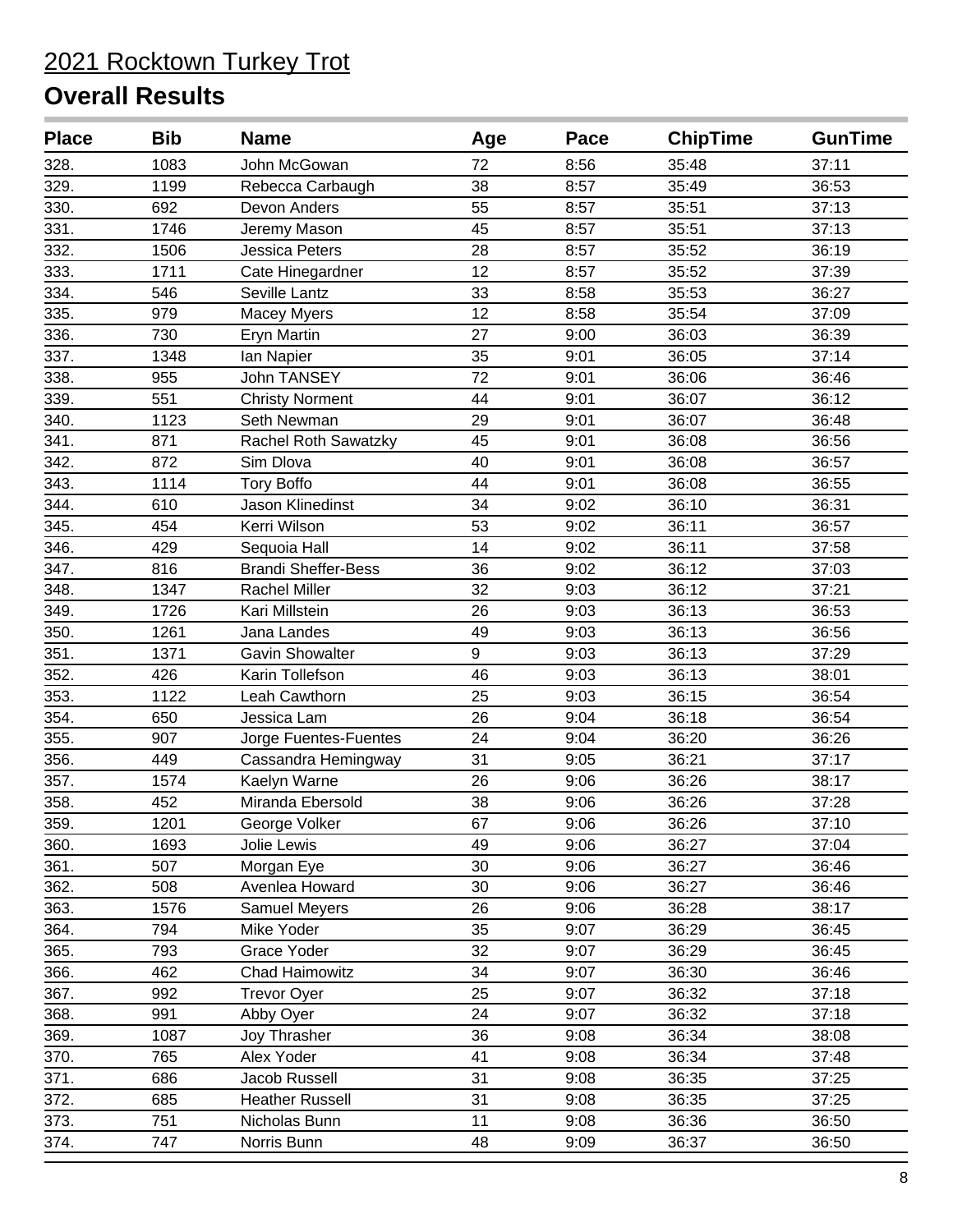# 2021 Rocktown Turkey Trot

## Overall Results

| Place | Bib | Name | Age | Pace | ChipTime | GunTime |
|---|---|---|---|---|---|---|
| 328. | 1083 | John McGowan | 72 | 8:56 | 35:48 | 37:11 |
| 329. | 1199 | Rebecca Carbaugh | 38 | 8:57 | 35:49 | 36:53 |
| 330. | 692 | Devon Anders | 55 | 8:57 | 35:51 | 37:13 |
| 331. | 1746 | Jeremy Mason | 45 | 8:57 | 35:51 | 37:13 |
| 332. | 1506 | Jessica Peters | 28 | 8:57 | 35:52 | 36:19 |
| 333. | 1711 | Cate Hinegardner | 12 | 8:57 | 35:52 | 37:39 |
| 334. | 546 | Seville Lantz | 33 | 8:58 | 35:53 | 36:27 |
| 335. | 979 | Macey Myers | 12 | 8:58 | 35:54 | 37:09 |
| 336. | 730 | Eryn Martin | 27 | 9:00 | 36:03 | 36:39 |
| 337. | 1348 | Ian Napier | 35 | 9:01 | 36:05 | 37:14 |
| 338. | 955 | John TANSEY | 72 | 9:01 | 36:06 | 36:46 |
| 339. | 551 | Christy Norment | 44 | 9:01 | 36:07 | 36:12 |
| 340. | 1123 | Seth Newman | 29 | 9:01 | 36:07 | 36:48 |
| 341. | 871 | Rachel Roth Sawatzky | 45 | 9:01 | 36:08 | 36:56 |
| 342. | 872 | Sim Dlova | 40 | 9:01 | 36:08 | 36:57 |
| 343. | 1114 | Tory Boffo | 44 | 9:01 | 36:08 | 36:55 |
| 344. | 610 | Jason Klinedinst | 34 | 9:02 | 36:10 | 36:31 |
| 345. | 454 | Kerri Wilson | 53 | 9:02 | 36:11 | 36:57 |
| 346. | 429 | Sequoia Hall | 14 | 9:02 | 36:11 | 37:58 |
| 347. | 816 | Brandi Sheffer-Bess | 36 | 9:02 | 36:12 | 37:03 |
| 348. | 1347 | Rachel Miller | 32 | 9:03 | 36:12 | 37:21 |
| 349. | 1726 | Kari Millstein | 26 | 9:03 | 36:13 | 36:53 |
| 350. | 1261 | Jana Landes | 49 | 9:03 | 36:13 | 36:56 |
| 351. | 1371 | Gavin Showalter | 9 | 9:03 | 36:13 | 37:29 |
| 352. | 426 | Karin Tollefson | 46 | 9:03 | 36:13 | 38:01 |
| 353. | 1122 | Leah Cawthorn | 25 | 9:03 | 36:15 | 36:54 |
| 354. | 650 | Jessica Lam | 26 | 9:04 | 36:18 | 36:54 |
| 355. | 907 | Jorge Fuentes-Fuentes | 24 | 9:04 | 36:20 | 36:26 |
| 356. | 449 | Cassandra Hemingway | 31 | 9:05 | 36:21 | 37:17 |
| 357. | 1574 | Kaelyn Warne | 26 | 9:06 | 36:26 | 38:17 |
| 358. | 452 | Miranda Ebersold | 38 | 9:06 | 36:26 | 37:28 |
| 359. | 1201 | George Volker | 67 | 9:06 | 36:26 | 37:10 |
| 360. | 1693 | Jolie Lewis | 49 | 9:06 | 36:27 | 37:04 |
| 361. | 507 | Morgan Eye | 30 | 9:06 | 36:27 | 36:46 |
| 362. | 508 | Avenlea Howard | 30 | 9:06 | 36:27 | 36:46 |
| 363. | 1576 | Samuel Meyers | 26 | 9:06 | 36:28 | 38:17 |
| 364. | 794 | Mike Yoder | 35 | 9:07 | 36:29 | 36:45 |
| 365. | 793 | Grace Yoder | 32 | 9:07 | 36:29 | 36:45 |
| 366. | 462 | Chad Haimowitz | 34 | 9:07 | 36:30 | 36:46 |
| 367. | 992 | Trevor Oyer | 25 | 9:07 | 36:32 | 37:18 |
| 368. | 991 | Abby Oyer | 24 | 9:07 | 36:32 | 37:18 |
| 369. | 1087 | Joy Thrasher | 36 | 9:08 | 36:34 | 38:08 |
| 370. | 765 | Alex Yoder | 41 | 9:08 | 36:34 | 37:48 |
| 371. | 686 | Jacob Russell | 31 | 9:08 | 36:35 | 37:25 |
| 372. | 685 | Heather Russell | 31 | 9:08 | 36:35 | 37:25 |
| 373. | 751 | Nicholas Bunn | 11 | 9:08 | 36:36 | 36:50 |
| 374. | 747 | Norris Bunn | 48 | 9:09 | 36:37 | 36:50 |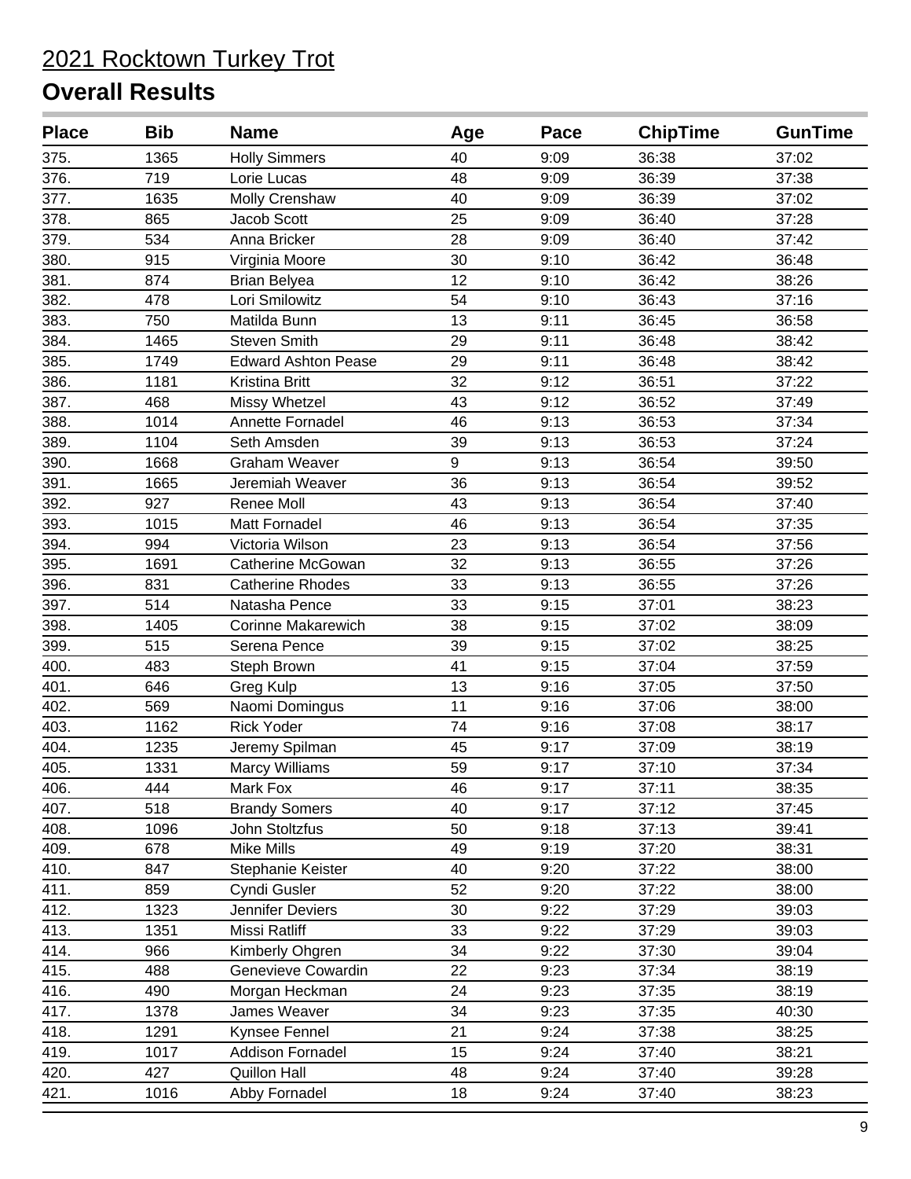# 2021 Rocktown Turkey Trot

## Overall Results

| Place | Bib | Name | Age | Pace | ChipTime | GunTime |
|---|---|---|---|---|---|---|
| 375. | 1365 | Holly Simmers | 40 | 9:09 | 36:38 | 37:02 |
| 376. | 719 | Lorie Lucas | 48 | 9:09 | 36:39 | 37:38 |
| 377. | 1635 | Molly Crenshaw | 40 | 9:09 | 36:39 | 37:02 |
| 378. | 865 | Jacob Scott | 25 | 9:09 | 36:40 | 37:28 |
| 379. | 534 | Anna Bricker | 28 | 9:09 | 36:40 | 37:42 |
| 380. | 915 | Virginia Moore | 30 | 9:10 | 36:42 | 36:48 |
| 381. | 874 | Brian Belyea | 12 | 9:10 | 36:42 | 38:26 |
| 382. | 478 | Lori Smilowitz | 54 | 9:10 | 36:43 | 37:16 |
| 383. | 750 | Matilda Bunn | 13 | 9:11 | 36:45 | 36:58 |
| 384. | 1465 | Steven Smith | 29 | 9:11 | 36:48 | 38:42 |
| 385. | 1749 | Edward Ashton Pease | 29 | 9:11 | 36:48 | 38:42 |
| 386. | 1181 | Kristina Britt | 32 | 9:12 | 36:51 | 37:22 |
| 387. | 468 | Missy Whetzel | 43 | 9:12 | 36:52 | 37:49 |
| 388. | 1014 | Annette Fornadel | 46 | 9:13 | 36:53 | 37:34 |
| 389. | 1104 | Seth Amsden | 39 | 9:13 | 36:53 | 37:24 |
| 390. | 1668 | Graham Weaver | 9 | 9:13 | 36:54 | 39:50 |
| 391. | 1665 | Jeremiah Weaver | 36 | 9:13 | 36:54 | 39:52 |
| 392. | 927 | Renee Moll | 43 | 9:13 | 36:54 | 37:40 |
| 393. | 1015 | Matt Fornadel | 46 | 9:13 | 36:54 | 37:35 |
| 394. | 994 | Victoria Wilson | 23 | 9:13 | 36:54 | 37:56 |
| 395. | 1691 | Catherine McGowan | 32 | 9:13 | 36:55 | 37:26 |
| 396. | 831 | Catherine Rhodes | 33 | 9:13 | 36:55 | 37:26 |
| 397. | 514 | Natasha Pence | 33 | 9:15 | 37:01 | 38:23 |
| 398. | 1405 | Corinne Makarewich | 38 | 9:15 | 37:02 | 38:09 |
| 399. | 515 | Serena Pence | 39 | 9:15 | 37:02 | 38:25 |
| 400. | 483 | Steph Brown | 41 | 9:15 | 37:04 | 37:59 |
| 401. | 646 | Greg Kulp | 13 | 9:16 | 37:05 | 37:50 |
| 402. | 569 | Naomi Domingus | 11 | 9:16 | 37:06 | 38:00 |
| 403. | 1162 | Rick Yoder | 74 | 9:16 | 37:08 | 38:17 |
| 404. | 1235 | Jeremy Spilman | 45 | 9:17 | 37:09 | 38:19 |
| 405. | 1331 | Marcy Williams | 59 | 9:17 | 37:10 | 37:34 |
| 406. | 444 | Mark Fox | 46 | 9:17 | 37:11 | 38:35 |
| 407. | 518 | Brandy Somers | 40 | 9:17 | 37:12 | 37:45 |
| 408. | 1096 | John Stoltzfus | 50 | 9:18 | 37:13 | 39:41 |
| 409. | 678 | Mike Mills | 49 | 9:19 | 37:20 | 38:31 |
| 410. | 847 | Stephanie Keister | 40 | 9:20 | 37:22 | 38:00 |
| 411. | 859 | Cyndi Gusler | 52 | 9:20 | 37:22 | 38:00 |
| 412. | 1323 | Jennifer Deviers | 30 | 9:22 | 37:29 | 39:03 |
| 413. | 1351 | Missi Ratliff | 33 | 9:22 | 37:29 | 39:03 |
| 414. | 966 | Kimberly Ohgren | 34 | 9:22 | 37:30 | 39:04 |
| 415. | 488 | Genevieve Cowardin | 22 | 9:23 | 37:34 | 38:19 |
| 416. | 490 | Morgan Heckman | 24 | 9:23 | 37:35 | 38:19 |
| 417. | 1378 | James Weaver | 34 | 9:23 | 37:35 | 40:30 |
| 418. | 1291 | Kynsee Fennel | 21 | 9:24 | 37:38 | 38:25 |
| 419. | 1017 | Addison Fornadel | 15 | 9:24 | 37:40 | 38:21 |
| 420. | 427 | Quillon Hall | 48 | 9:24 | 37:40 | 39:28 |
| 421. | 1016 | Abby Fornadel | 18 | 9:24 | 37:40 | 38:23 |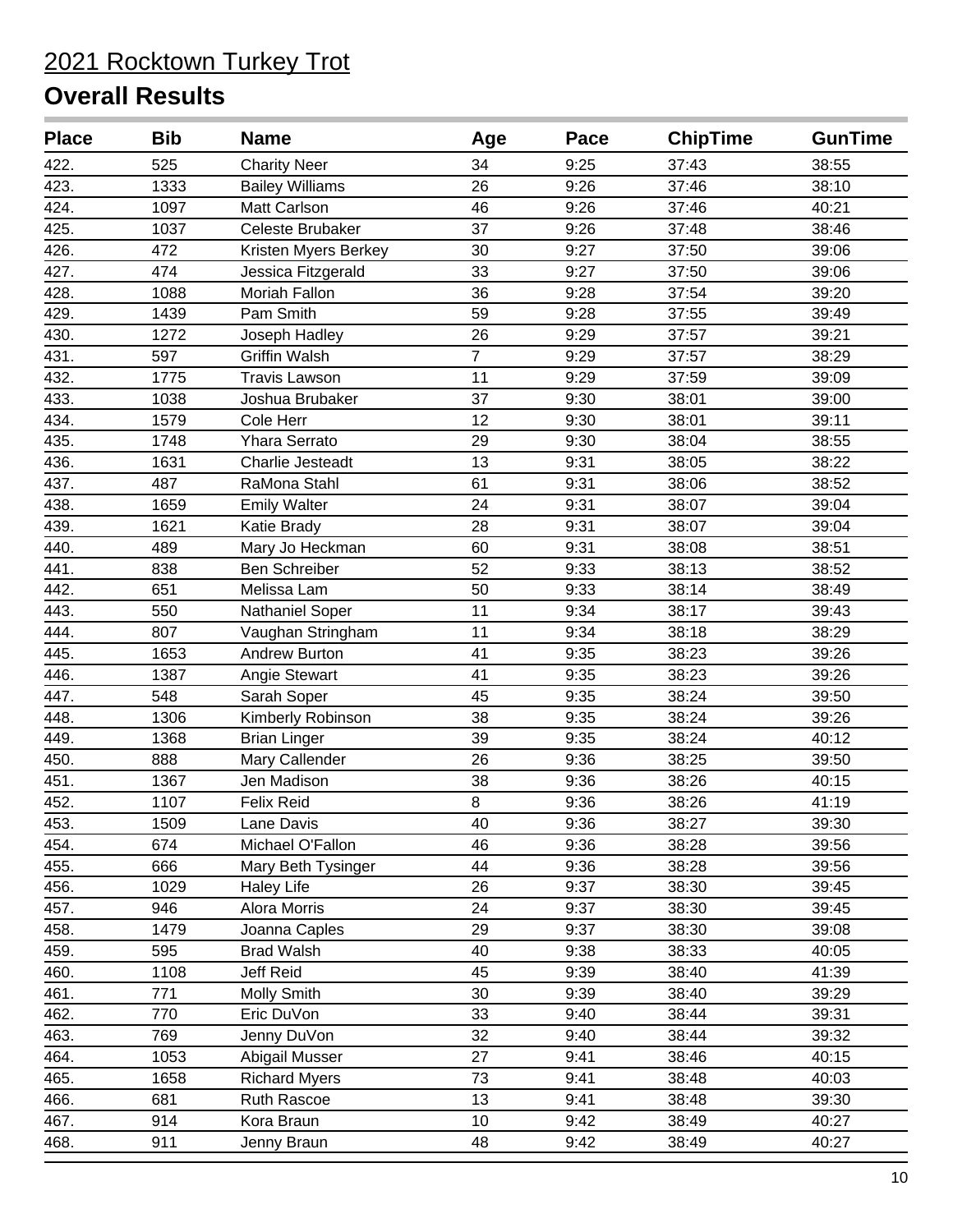# 2021 Rocktown Turkey Trot

## Overall Results

| Place | Bib | Name | Age | Pace | ChipTime | GunTime |
|---|---|---|---|---|---|---|
| 422. | 525 | Charity Neer | 34 | 9:25 | 37:43 | 38:55 |
| 423. | 1333 | Bailey Williams | 26 | 9:26 | 37:46 | 38:10 |
| 424. | 1097 | Matt Carlson | 46 | 9:26 | 37:46 | 40:21 |
| 425. | 1037 | Celeste Brubaker | 37 | 9:26 | 37:48 | 38:46 |
| 426. | 472 | Kristen Myers Berkey | 30 | 9:27 | 37:50 | 39:06 |
| 427. | 474 | Jessica Fitzgerald | 33 | 9:27 | 37:50 | 39:06 |
| 428. | 1088 | Moriah Fallon | 36 | 9:28 | 37:54 | 39:20 |
| 429. | 1439 | Pam Smith | 59 | 9:28 | 37:55 | 39:49 |
| 430. | 1272 | Joseph Hadley | 26 | 9:29 | 37:57 | 39:21 |
| 431. | 597 | Griffin Walsh | 7 | 9:29 | 37:57 | 38:29 |
| 432. | 1775 | Travis Lawson | 11 | 9:29 | 37:59 | 39:09 |
| 433. | 1038 | Joshua Brubaker | 37 | 9:30 | 38:01 | 39:00 |
| 434. | 1579 | Cole Herr | 12 | 9:30 | 38:01 | 39:11 |
| 435. | 1748 | Yhara Serrato | 29 | 9:30 | 38:04 | 38:55 |
| 436. | 1631 | Charlie Jesteadt | 13 | 9:31 | 38:05 | 38:22 |
| 437. | 487 | RaMona Stahl | 61 | 9:31 | 38:06 | 38:52 |
| 438. | 1659 | Emily Walter | 24 | 9:31 | 38:07 | 39:04 |
| 439. | 1621 | Katie Brady | 28 | 9:31 | 38:07 | 39:04 |
| 440. | 489 | Mary Jo Heckman | 60 | 9:31 | 38:08 | 38:51 |
| 441. | 838 | Ben Schreiber | 52 | 9:33 | 38:13 | 38:52 |
| 442. | 651 | Melissa Lam | 50 | 9:33 | 38:14 | 38:49 |
| 443. | 550 | Nathaniel Soper | 11 | 9:34 | 38:17 | 39:43 |
| 444. | 807 | Vaughan Stringham | 11 | 9:34 | 38:18 | 38:29 |
| 445. | 1653 | Andrew Burton | 41 | 9:35 | 38:23 | 39:26 |
| 446. | 1387 | Angie Stewart | 41 | 9:35 | 38:23 | 39:26 |
| 447. | 548 | Sarah Soper | 45 | 9:35 | 38:24 | 39:50 |
| 448. | 1306 | Kimberly Robinson | 38 | 9:35 | 38:24 | 39:26 |
| 449. | 1368 | Brian Linger | 39 | 9:35 | 38:24 | 40:12 |
| 450. | 888 | Mary Callender | 26 | 9:36 | 38:25 | 39:50 |
| 451. | 1367 | Jen Madison | 38 | 9:36 | 38:26 | 40:15 |
| 452. | 1107 | Felix Reid | 8 | 9:36 | 38:26 | 41:19 |
| 453. | 1509 | Lane Davis | 40 | 9:36 | 38:27 | 39:30 |
| 454. | 674 | Michael O'Fallon | 46 | 9:36 | 38:28 | 39:56 |
| 455. | 666 | Mary Beth Tysinger | 44 | 9:36 | 38:28 | 39:56 |
| 456. | 1029 | Haley Life | 26 | 9:37 | 38:30 | 39:45 |
| 457. | 946 | Alora Morris | 24 | 9:37 | 38:30 | 39:45 |
| 458. | 1479 | Joanna Caples | 29 | 9:37 | 38:30 | 39:08 |
| 459. | 595 | Brad Walsh | 40 | 9:38 | 38:33 | 40:05 |
| 460. | 1108 | Jeff Reid | 45 | 9:39 | 38:40 | 41:39 |
| 461. | 771 | Molly Smith | 30 | 9:39 | 38:40 | 39:29 |
| 462. | 770 | Eric DuVon | 33 | 9:40 | 38:44 | 39:31 |
| 463. | 769 | Jenny DuVon | 32 | 9:40 | 38:44 | 39:32 |
| 464. | 1053 | Abigail Musser | 27 | 9:41 | 38:46 | 40:15 |
| 465. | 1658 | Richard Myers | 73 | 9:41 | 38:48 | 40:03 |
| 466. | 681 | Ruth Rascoe | 13 | 9:41 | 38:48 | 39:30 |
| 467. | 914 | Kora Braun | 10 | 9:42 | 38:49 | 40:27 |
| 468. | 911 | Jenny Braun | 48 | 9:42 | 38:49 | 40:27 |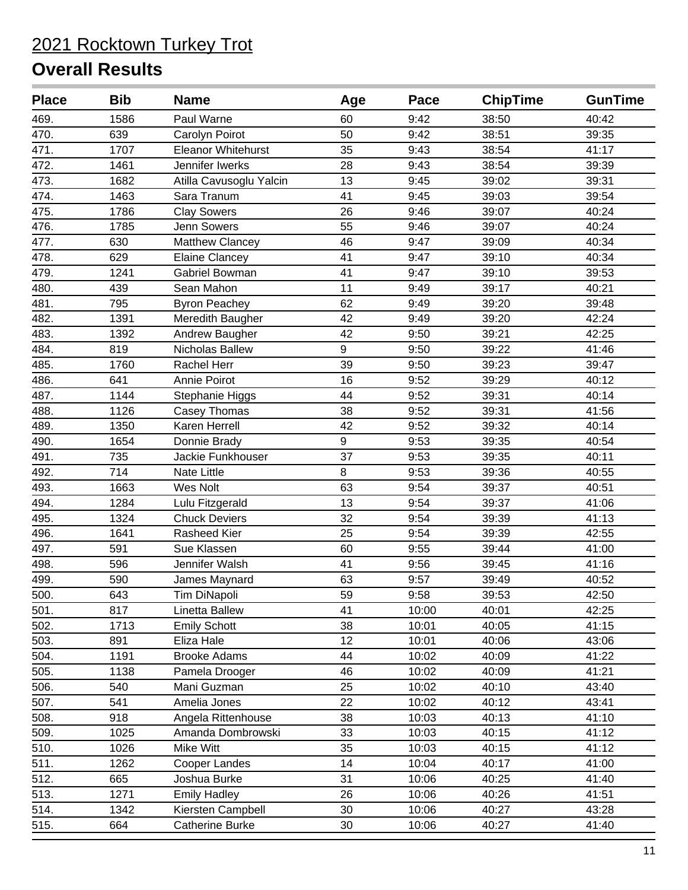# 2021 Rocktown Turkey Trot

## Overall Results

| Place | Bib | Name | Age | Pace | ChipTime | GunTime |
|---|---|---|---|---|---|---|
| 469. | 1586 | Paul Warne | 60 | 9:42 | 38:50 | 40:42 |
| 470. | 639 | Carolyn Poirot | 50 | 9:42 | 38:51 | 39:35 |
| 471. | 1707 | Eleanor Whitehurst | 35 | 9:43 | 38:54 | 41:17 |
| 472. | 1461 | Jennifer Iwerks | 28 | 9:43 | 38:54 | 39:39 |
| 473. | 1682 | Atilla Cavusoglu Yalcin | 13 | 9:45 | 39:02 | 39:31 |
| 474. | 1463 | Sara Tranum | 41 | 9:45 | 39:03 | 39:54 |
| 475. | 1786 | Clay Sowers | 26 | 9:46 | 39:07 | 40:24 |
| 476. | 1785 | Jenn Sowers | 55 | 9:46 | 39:07 | 40:24 |
| 477. | 630 | Matthew Clancey | 46 | 9:47 | 39:09 | 40:34 |
| 478. | 629 | Elaine Clancey | 41 | 9:47 | 39:10 | 40:34 |
| 479. | 1241 | Gabriel Bowman | 41 | 9:47 | 39:10 | 39:53 |
| 480. | 439 | Sean Mahon | 11 | 9:49 | 39:17 | 40:21 |
| 481. | 795 | Byron Peachey | 62 | 9:49 | 39:20 | 39:48 |
| 482. | 1391 | Meredith Baugher | 42 | 9:49 | 39:20 | 42:24 |
| 483. | 1392 | Andrew Baugher | 42 | 9:50 | 39:21 | 42:25 |
| 484. | 819 | Nicholas Ballew | 9 | 9:50 | 39:22 | 41:46 |
| 485. | 1760 | Rachel Herr | 39 | 9:50 | 39:23 | 39:47 |
| 486. | 641 | Annie Poirot | 16 | 9:52 | 39:29 | 40:12 |
| 487. | 1144 | Stephanie Higgs | 44 | 9:52 | 39:31 | 40:14 |
| 488. | 1126 | Casey Thomas | 38 | 9:52 | 39:31 | 41:56 |
| 489. | 1350 | Karen Herrell | 42 | 9:52 | 39:32 | 40:14 |
| 490. | 1654 | Donnie Brady | 9 | 9:53 | 39:35 | 40:54 |
| 491. | 735 | Jackie Funkhouser | 37 | 9:53 | 39:35 | 40:11 |
| 492. | 714 | Nate Little | 8 | 9:53 | 39:36 | 40:55 |
| 493. | 1663 | Wes Nolt | 63 | 9:54 | 39:37 | 40:51 |
| 494. | 1284 | Lulu Fitzgerald | 13 | 9:54 | 39:37 | 41:06 |
| 495. | 1324 | Chuck Deviers | 32 | 9:54 | 39:39 | 41:13 |
| 496. | 1641 | Rasheed Kier | 25 | 9:54 | 39:39 | 42:55 |
| 497. | 591 | Sue Klassen | 60 | 9:55 | 39:44 | 41:00 |
| 498. | 596 | Jennifer Walsh | 41 | 9:56 | 39:45 | 41:16 |
| 499. | 590 | James Maynard | 63 | 9:57 | 39:49 | 40:52 |
| 500. | 643 | Tim DiNapoli | 59 | 9:58 | 39:53 | 42:50 |
| 501. | 817 | Linetta Ballew | 41 | 10:00 | 40:01 | 42:25 |
| 502. | 1713 | Emily Schott | 38 | 10:01 | 40:05 | 41:15 |
| 503. | 891 | Eliza Hale | 12 | 10:01 | 40:06 | 43:06 |
| 504. | 1191 | Brooke Adams | 44 | 10:02 | 40:09 | 41:22 |
| 505. | 1138 | Pamela Drooger | 46 | 10:02 | 40:09 | 41:21 |
| 506. | 540 | Mani Guzman | 25 | 10:02 | 40:10 | 43:40 |
| 507. | 541 | Amelia Jones | 22 | 10:02 | 40:12 | 43:41 |
| 508. | 918 | Angela Rittenhouse | 38 | 10:03 | 40:13 | 41:10 |
| 509. | 1025 | Amanda Dombrowski | 33 | 10:03 | 40:15 | 41:12 |
| 510. | 1026 | Mike Witt | 35 | 10:03 | 40:15 | 41:12 |
| 511. | 1262 | Cooper Landes | 14 | 10:04 | 40:17 | 41:00 |
| 512. | 665 | Joshua Burke | 31 | 10:06 | 40:25 | 41:40 |
| 513. | 1271 | Emily Hadley | 26 | 10:06 | 40:26 | 41:51 |
| 514. | 1342 | Kiersten Campbell | 30 | 10:06 | 40:27 | 43:28 |
| 515. | 664 | Catherine Burke | 30 | 10:06 | 40:27 | 41:40 |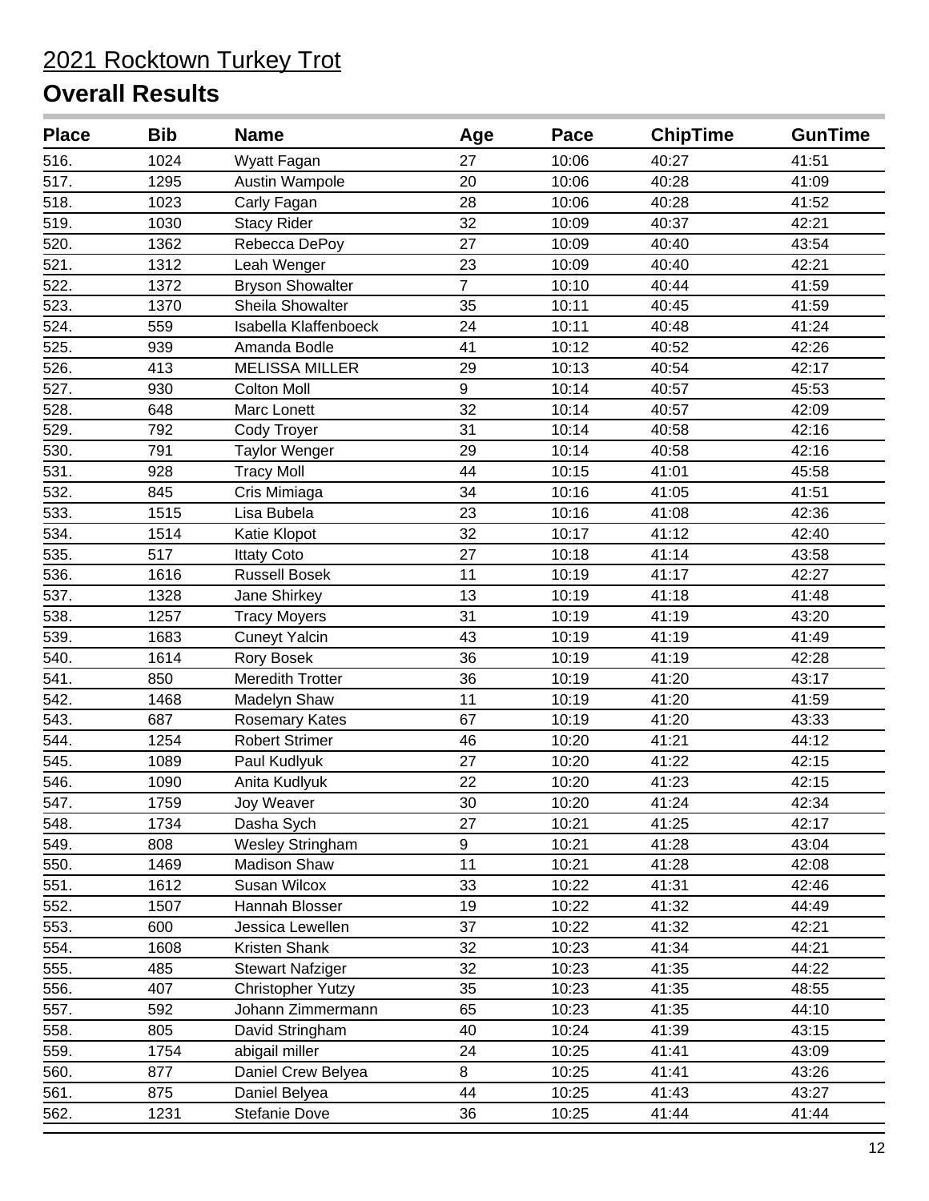# 2021 Rocktown Turkey Trot

## Overall Results

| Place | Bib | Name | Age | Pace | ChipTime | GunTime |
|---|---|---|---|---|---|---|
| 516. | 1024 | Wyatt Fagan | 27 | 10:06 | 40:27 | 41:51 |
| 517. | 1295 | Austin Wampole | 20 | 10:06 | 40:28 | 41:09 |
| 518. | 1023 | Carly Fagan | 28 | 10:06 | 40:28 | 41:52 |
| 519. | 1030 | Stacy Rider | 32 | 10:09 | 40:37 | 42:21 |
| 520. | 1362 | Rebecca DePoy | 27 | 10:09 | 40:40 | 43:54 |
| 521. | 1312 | Leah Wenger | 23 | 10:09 | 40:40 | 42:21 |
| 522. | 1372 | Bryson Showalter | 7 | 10:10 | 40:44 | 41:59 |
| 523. | 1370 | Sheila Showalter | 35 | 10:11 | 40:45 | 41:59 |
| 524. | 559 | Isabella Klaffenboeck | 24 | 10:11 | 40:48 | 41:24 |
| 525. | 939 | Amanda Bodle | 41 | 10:12 | 40:52 | 42:26 |
| 526. | 413 | MELISSA MILLER | 29 | 10:13 | 40:54 | 42:17 |
| 527. | 930 | Colton Moll | 9 | 10:14 | 40:57 | 45:53 |
| 528. | 648 | Marc Lonett | 32 | 10:14 | 40:57 | 42:09 |
| 529. | 792 | Cody Troyer | 31 | 10:14 | 40:58 | 42:16 |
| 530. | 791 | Taylor Wenger | 29 | 10:14 | 40:58 | 42:16 |
| 531. | 928 | Tracy Moll | 44 | 10:15 | 41:01 | 45:58 |
| 532. | 845 | Cris Mimiaga | 34 | 10:16 | 41:05 | 41:51 |
| 533. | 1515 | Lisa Bubela | 23 | 10:16 | 41:08 | 42:36 |
| 534. | 1514 | Katie Klopot | 32 | 10:17 | 41:12 | 42:40 |
| 535. | 517 | Ittaty Coto | 27 | 10:18 | 41:14 | 43:58 |
| 536. | 1616 | Russell Bosek | 11 | 10:19 | 41:17 | 42:27 |
| 537. | 1328 | Jane Shirkey | 13 | 10:19 | 41:18 | 41:48 |
| 538. | 1257 | Tracy Moyers | 31 | 10:19 | 41:19 | 43:20 |
| 539. | 1683 | Cuneyt Yalcin | 43 | 10:19 | 41:19 | 41:49 |
| 540. | 1614 | Rory Bosek | 36 | 10:19 | 41:19 | 42:28 |
| 541. | 850 | Meredith Trotter | 36 | 10:19 | 41:20 | 43:17 |
| 542. | 1468 | Madelyn Shaw | 11 | 10:19 | 41:20 | 41:59 |
| 543. | 687 | Rosemary Kates | 67 | 10:19 | 41:20 | 43:33 |
| 544. | 1254 | Robert Strimer | 46 | 10:20 | 41:21 | 44:12 |
| 545. | 1089 | Paul Kudlyuk | 27 | 10:20 | 41:22 | 42:15 |
| 546. | 1090 | Anita Kudlyuk | 22 | 10:20 | 41:23 | 42:15 |
| 547. | 1759 | Joy Weaver | 30 | 10:20 | 41:24 | 42:34 |
| 548. | 1734 | Dasha Sych | 27 | 10:21 | 41:25 | 42:17 |
| 549. | 808 | Wesley Stringham | 9 | 10:21 | 41:28 | 43:04 |
| 550. | 1469 | Madison Shaw | 11 | 10:21 | 41:28 | 42:08 |
| 551. | 1612 | Susan Wilcox | 33 | 10:22 | 41:31 | 42:46 |
| 552. | 1507 | Hannah Blosser | 19 | 10:22 | 41:32 | 44:49 |
| 553. | 600 | Jessica Lewellen | 37 | 10:22 | 41:32 | 42:21 |
| 554. | 1608 | Kristen Shank | 32 | 10:23 | 41:34 | 44:21 |
| 555. | 485 | Stewart Nafziger | 32 | 10:23 | 41:35 | 44:22 |
| 556. | 407 | Christopher Yutzy | 35 | 10:23 | 41:35 | 48:55 |
| 557. | 592 | Johann Zimmermann | 65 | 10:23 | 41:35 | 44:10 |
| 558. | 805 | David Stringham | 40 | 10:24 | 41:39 | 43:15 |
| 559. | 1754 | abigail miller | 24 | 10:25 | 41:41 | 43:09 |
| 560. | 877 | Daniel Crew Belyea | 8 | 10:25 | 41:41 | 43:26 |
| 561. | 875 | Daniel Belyea | 44 | 10:25 | 41:43 | 43:27 |
| 562. | 1231 | Stefanie Dove | 36 | 10:25 | 41:44 | 41:44 |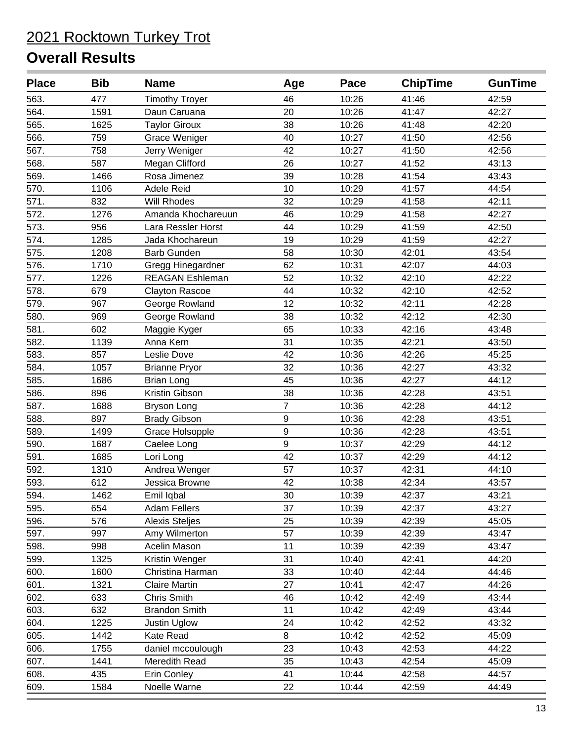# 2021 Rocktown Turkey Trot

## Overall Results

| Place | Bib | Name | Age | Pace | ChipTime | GunTime |
|---|---|---|---|---|---|---|
| 563. | 477 | Timothy Troyer | 46 | 10:26 | 41:46 | 42:59 |
| 564. | 1591 | Daun Caruana | 20 | 10:26 | 41:47 | 42:27 |
| 565. | 1625 | Taylor Giroux | 38 | 10:26 | 41:48 | 42:20 |
| 566. | 759 | Grace Weniger | 40 | 10:27 | 41:50 | 42:56 |
| 567. | 758 | Jerry Weniger | 42 | 10:27 | 41:50 | 42:56 |
| 568. | 587 | Megan Clifford | 26 | 10:27 | 41:52 | 43:13 |
| 569. | 1466 | Rosa Jimenez | 39 | 10:28 | 41:54 | 43:43 |
| 570. | 1106 | Adele Reid | 10 | 10:29 | 41:57 | 44:54 |
| 571. | 832 | Will Rhodes | 32 | 10:29 | 41:58 | 42:11 |
| 572. | 1276 | Amanda Khochareuun | 46 | 10:29 | 41:58 | 42:27 |
| 573. | 956 | Lara Ressler Horst | 44 | 10:29 | 41:59 | 42:50 |
| 574. | 1285 | Jada Khochareun | 19 | 10:29 | 41:59 | 42:27 |
| 575. | 1208 | Barb Gunden | 58 | 10:30 | 42:01 | 43:54 |
| 576. | 1710 | Gregg Hinegardner | 62 | 10:31 | 42:07 | 44:03 |
| 577. | 1226 | REAGAN Eshleman | 52 | 10:32 | 42:10 | 42:22 |
| 578. | 679 | Clayton Rascoe | 44 | 10:32 | 42:10 | 42:52 |
| 579. | 967 | George Rowland | 12 | 10:32 | 42:11 | 42:28 |
| 580. | 969 | George Rowland | 38 | 10:32 | 42:12 | 42:30 |
| 581. | 602 | Maggie Kyger | 65 | 10:33 | 42:16 | 43:48 |
| 582. | 1139 | Anna Kern | 31 | 10:35 | 42:21 | 43:50 |
| 583. | 857 | Leslie Dove | 42 | 10:36 | 42:26 | 45:25 |
| 584. | 1057 | Brianne Pryor | 32 | 10:36 | 42:27 | 43:32 |
| 585. | 1686 | Brian Long | 45 | 10:36 | 42:27 | 44:12 |
| 586. | 896 | Kristin Gibson | 38 | 10:36 | 42:28 | 43:51 |
| 587. | 1688 | Bryson Long | 7 | 10:36 | 42:28 | 44:12 |
| 588. | 897 | Brady Gibson | 9 | 10:36 | 42:28 | 43:51 |
| 589. | 1499 | Grace Holsopple | 9 | 10:36 | 42:28 | 43:51 |
| 590. | 1687 | Caelee Long | 9 | 10:37 | 42:29 | 44:12 |
| 591. | 1685 | Lori Long | 42 | 10:37 | 42:29 | 44:12 |
| 592. | 1310 | Andrea Wenger | 57 | 10:37 | 42:31 | 44:10 |
| 593. | 612 | Jessica Browne | 42 | 10:38 | 42:34 | 43:57 |
| 594. | 1462 | Emil Iqbal | 30 | 10:39 | 42:37 | 43:21 |
| 595. | 654 | Adam Fellers | 37 | 10:39 | 42:37 | 43:27 |
| 596. | 576 | Alexis Steljes | 25 | 10:39 | 42:39 | 45:05 |
| 597. | 997 | Amy Wilmerton | 57 | 10:39 | 42:39 | 43:47 |
| 598. | 998 | Acelin Mason | 11 | 10:39 | 42:39 | 43:47 |
| 599. | 1325 | Kristin Wenger | 31 | 10:40 | 42:41 | 44:20 |
| 600. | 1600 | Christina Harman | 33 | 10:40 | 42:44 | 44:46 |
| 601. | 1321 | Claire Martin | 27 | 10:41 | 42:47 | 44:26 |
| 602. | 633 | Chris Smith | 46 | 10:42 | 42:49 | 43:44 |
| 603. | 632 | Brandon Smith | 11 | 10:42 | 42:49 | 43:44 |
| 604. | 1225 | Justin Uglow | 24 | 10:42 | 42:52 | 43:32 |
| 605. | 1442 | Kate Read | 8 | 10:42 | 42:52 | 45:09 |
| 606. | 1755 | daniel mccoulough | 23 | 10:43 | 42:53 | 44:22 |
| 607. | 1441 | Meredith Read | 35 | 10:43 | 42:54 | 45:09 |
| 608. | 435 | Erin Conley | 41 | 10:44 | 42:58 | 44:57 |
| 609. | 1584 | Noelle Warne | 22 | 10:44 | 42:59 | 44:49 |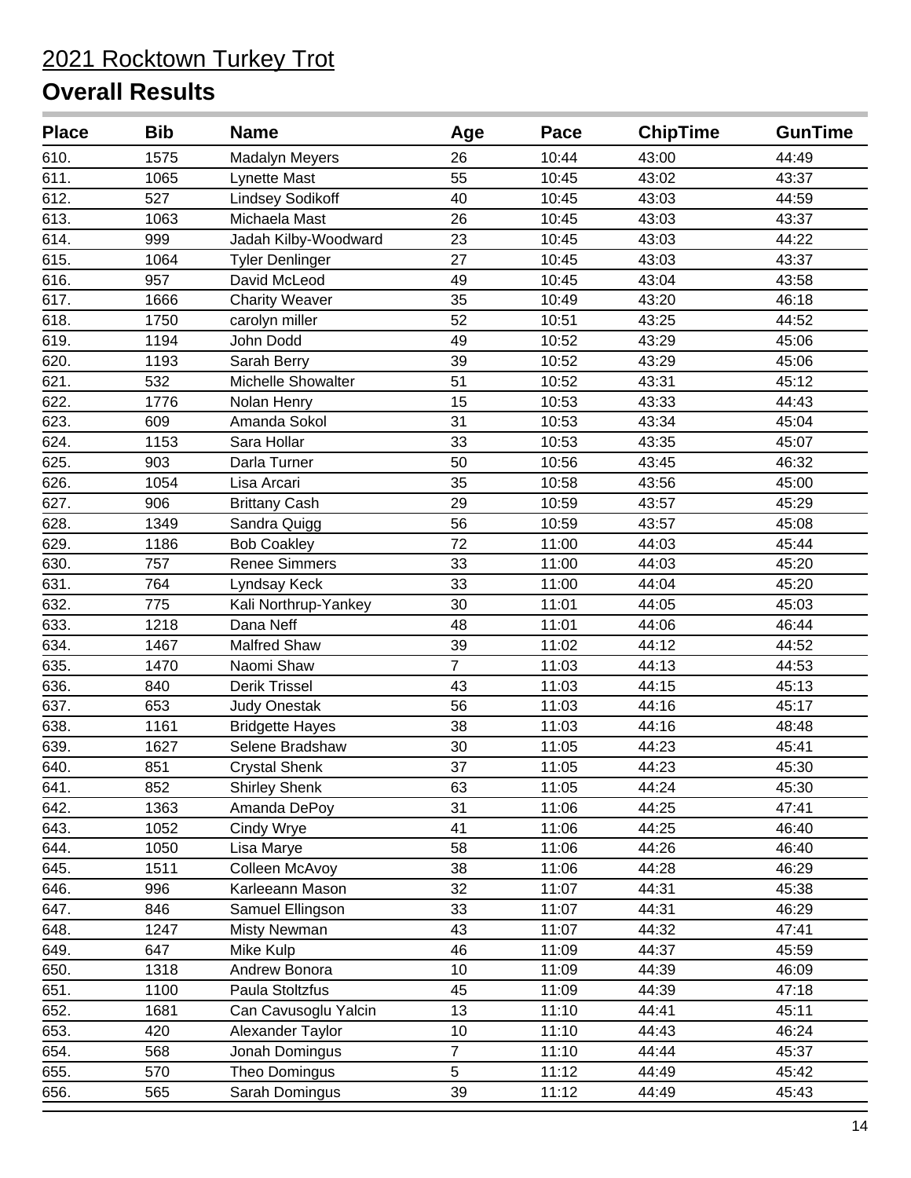# 2021 Rocktown Turkey Trot

## Overall Results

| Place | Bib | Name | Age | Pace | ChipTime | GunTime |
|---|---|---|---|---|---|---|
| 610. | 1575 | Madalyn Meyers | 26 | 10:44 | 43:00 | 44:49 |
| 611. | 1065 | Lynette Mast | 55 | 10:45 | 43:02 | 43:37 |
| 612. | 527 | Lindsey Sodikoff | 40 | 10:45 | 43:03 | 44:59 |
| 613. | 1063 | Michaela Mast | 26 | 10:45 | 43:03 | 43:37 |
| 614. | 999 | Jadah Kilby-Woodward | 23 | 10:45 | 43:03 | 44:22 |
| 615. | 1064 | Tyler Denlinger | 27 | 10:45 | 43:03 | 43:37 |
| 616. | 957 | David McLeod | 49 | 10:45 | 43:04 | 43:58 |
| 617. | 1666 | Charity Weaver | 35 | 10:49 | 43:20 | 46:18 |
| 618. | 1750 | carolyn miller | 52 | 10:51 | 43:25 | 44:52 |
| 619. | 1194 | John Dodd | 49 | 10:52 | 43:29 | 45:06 |
| 620. | 1193 | Sarah Berry | 39 | 10:52 | 43:29 | 45:06 |
| 621. | 532 | Michelle Showalter | 51 | 10:52 | 43:31 | 45:12 |
| 622. | 1776 | Nolan Henry | 15 | 10:53 | 43:33 | 44:43 |
| 623. | 609 | Amanda Sokol | 31 | 10:53 | 43:34 | 45:04 |
| 624. | 1153 | Sara Hollar | 33 | 10:53 | 43:35 | 45:07 |
| 625. | 903 | Darla Turner | 50 | 10:56 | 43:45 | 46:32 |
| 626. | 1054 | Lisa Arcari | 35 | 10:58 | 43:56 | 45:00 |
| 627. | 906 | Brittany Cash | 29 | 10:59 | 43:57 | 45:29 |
| 628. | 1349 | Sandra Quigg | 56 | 10:59 | 43:57 | 45:08 |
| 629. | 1186 | Bob Coakley | 72 | 11:00 | 44:03 | 45:44 |
| 630. | 757 | Renee Simmers | 33 | 11:00 | 44:03 | 45:20 |
| 631. | 764 | Lyndsay Keck | 33 | 11:00 | 44:04 | 45:20 |
| 632. | 775 | Kali Northrup-Yankey | 30 | 11:01 | 44:05 | 45:03 |
| 633. | 1218 | Dana Neff | 48 | 11:01 | 44:06 | 46:44 |
| 634. | 1467 | Malfred Shaw | 39 | 11:02 | 44:12 | 44:52 |
| 635. | 1470 | Naomi Shaw | 7 | 11:03 | 44:13 | 44:53 |
| 636. | 840 | Derik Trissel | 43 | 11:03 | 44:15 | 45:13 |
| 637. | 653 | Judy Onestak | 56 | 11:03 | 44:16 | 45:17 |
| 638. | 1161 | Bridgette Hayes | 38 | 11:03 | 44:16 | 48:48 |
| 639. | 1627 | Selene Bradshaw | 30 | 11:05 | 44:23 | 45:41 |
| 640. | 851 | Crystal Shenk | 37 | 11:05 | 44:23 | 45:30 |
| 641. | 852 | Shirley Shenk | 63 | 11:05 | 44:24 | 45:30 |
| 642. | 1363 | Amanda DePoy | 31 | 11:06 | 44:25 | 47:41 |
| 643. | 1052 | Cindy Wrye | 41 | 11:06 | 44:25 | 46:40 |
| 644. | 1050 | Lisa Marye | 58 | 11:06 | 44:26 | 46:40 |
| 645. | 1511 | Colleen McAvoy | 38 | 11:06 | 44:28 | 46:29 |
| 646. | 996 | Karleeann Mason | 32 | 11:07 | 44:31 | 45:38 |
| 647. | 846 | Samuel Ellingson | 33 | 11:07 | 44:31 | 46:29 |
| 648. | 1247 | Misty Newman | 43 | 11:07 | 44:32 | 47:41 |
| 649. | 647 | Mike Kulp | 46 | 11:09 | 44:37 | 45:59 |
| 650. | 1318 | Andrew Bonora | 10 | 11:09 | 44:39 | 46:09 |
| 651. | 1100 | Paula Stoltzfus | 45 | 11:09 | 44:39 | 47:18 |
| 652. | 1681 | Can Cavusoglu Yalcin | 13 | 11:10 | 44:41 | 45:11 |
| 653. | 420 | Alexander Taylor | 10 | 11:10 | 44:43 | 46:24 |
| 654. | 568 | Jonah Domingus | 7 | 11:10 | 44:44 | 45:37 |
| 655. | 570 | Theo Domingus | 5 | 11:12 | 44:49 | 45:42 |
| 656. | 565 | Sarah Domingus | 39 | 11:12 | 44:49 | 45:43 |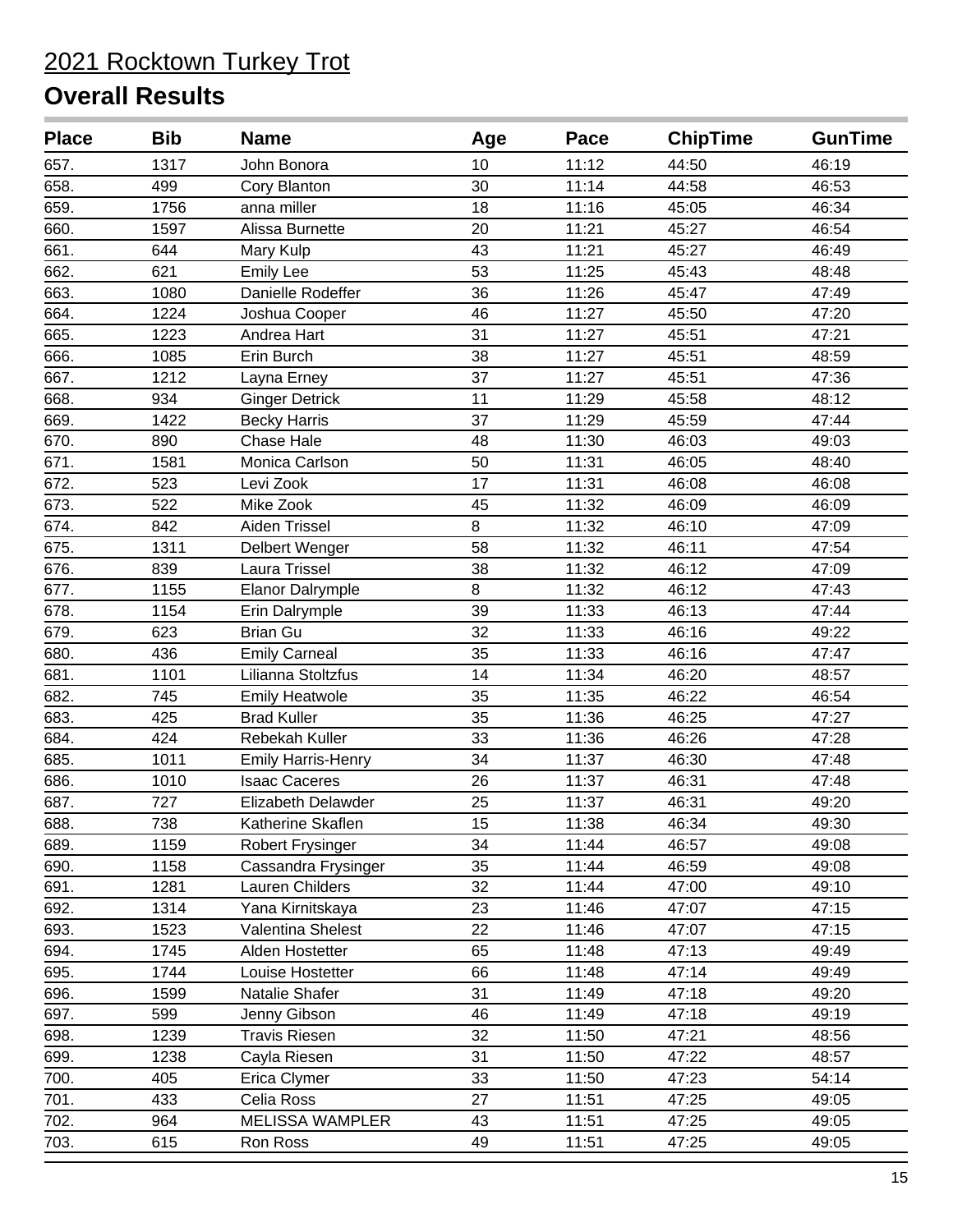2021 Rocktown Turkey Trot

## Overall Results

| Place | Bib | Name | Age | Pace | ChipTime | GunTime |
|---|---|---|---|---|---|---|
| 657. | 1317 | John Bonora | 10 | 11:12 | 44:50 | 46:19 |
| 658. | 499 | Cory Blanton | 30 | 11:14 | 44:58 | 46:53 |
| 659. | 1756 | anna miller | 18 | 11:16 | 45:05 | 46:34 |
| 660. | 1597 | Alissa Burnette | 20 | 11:21 | 45:27 | 46:54 |
| 661. | 644 | Mary Kulp | 43 | 11:21 | 45:27 | 46:49 |
| 662. | 621 | Emily Lee | 53 | 11:25 | 45:43 | 48:48 |
| 663. | 1080 | Danielle Rodeffer | 36 | 11:26 | 45:47 | 47:49 |
| 664. | 1224 | Joshua Cooper | 46 | 11:27 | 45:50 | 47:20 |
| 665. | 1223 | Andrea Hart | 31 | 11:27 | 45:51 | 47:21 |
| 666. | 1085 | Erin Burch | 38 | 11:27 | 45:51 | 48:59 |
| 667. | 1212 | Layna Erney | 37 | 11:27 | 45:51 | 47:36 |
| 668. | 934 | Ginger Detrick | 11 | 11:29 | 45:58 | 48:12 |
| 669. | 1422 | Becky Harris | 37 | 11:29 | 45:59 | 47:44 |
| 670. | 890 | Chase Hale | 48 | 11:30 | 46:03 | 49:03 |
| 671. | 1581 | Monica Carlson | 50 | 11:31 | 46:05 | 48:40 |
| 672. | 523 | Levi Zook | 17 | 11:31 | 46:08 | 46:08 |
| 673. | 522 | Mike Zook | 45 | 11:32 | 46:09 | 46:09 |
| 674. | 842 | Aiden Trissel | 8 | 11:32 | 46:10 | 47:09 |
| 675. | 1311 | Delbert Wenger | 58 | 11:32 | 46:11 | 47:54 |
| 676. | 839 | Laura Trissel | 38 | 11:32 | 46:12 | 47:09 |
| 677. | 1155 | Elanor Dalrymple | 8 | 11:32 | 46:12 | 47:43 |
| 678. | 1154 | Erin Dalrymple | 39 | 11:33 | 46:13 | 47:44 |
| 679. | 623 | Brian Gu | 32 | 11:33 | 46:16 | 49:22 |
| 680. | 436 | Emily Carneal | 35 | 11:33 | 46:16 | 47:47 |
| 681. | 1101 | Lilianna Stoltzfus | 14 | 11:34 | 46:20 | 48:57 |
| 682. | 745 | Emily Heatwole | 35 | 11:35 | 46:22 | 46:54 |
| 683. | 425 | Brad Kuller | 35 | 11:36 | 46:25 | 47:27 |
| 684. | 424 | Rebekah Kuller | 33 | 11:36 | 46:26 | 47:28 |
| 685. | 1011 | Emily Harris-Henry | 34 | 11:37 | 46:30 | 47:48 |
| 686. | 1010 | Isaac Caceres | 26 | 11:37 | 46:31 | 47:48 |
| 687. | 727 | Elizabeth Delawder | 25 | 11:37 | 46:31 | 49:20 |
| 688. | 738 | Katherine Skaflen | 15 | 11:38 | 46:34 | 49:30 |
| 689. | 1159 | Robert Frysinger | 34 | 11:44 | 46:57 | 49:08 |
| 690. | 1158 | Cassandra Frysinger | 35 | 11:44 | 46:59 | 49:08 |
| 691. | 1281 | Lauren Childers | 32 | 11:44 | 47:00 | 49:10 |
| 692. | 1314 | Yana Kirnitskaya | 23 | 11:46 | 47:07 | 47:15 |
| 693. | 1523 | Valentina Shelest | 22 | 11:46 | 47:07 | 47:15 |
| 694. | 1745 | Alden Hostetter | 65 | 11:48 | 47:13 | 49:49 |
| 695. | 1744 | Louise Hostetter | 66 | 11:48 | 47:14 | 49:49 |
| 696. | 1599 | Natalie Shafer | 31 | 11:49 | 47:18 | 49:20 |
| 697. | 599 | Jenny Gibson | 46 | 11:49 | 47:18 | 49:19 |
| 698. | 1239 | Travis Riesen | 32 | 11:50 | 47:21 | 48:56 |
| 699. | 1238 | Cayla Riesen | 31 | 11:50 | 47:22 | 48:57 |
| 700. | 405 | Erica Clymer | 33 | 11:50 | 47:23 | 54:14 |
| 701. | 433 | Celia Ross | 27 | 11:51 | 47:25 | 49:05 |
| 702. | 964 | MELISSA WAMPLER | 43 | 11:51 | 47:25 | 49:05 |
| 703. | 615 | Ron Ross | 49 | 11:51 | 47:25 | 49:05 |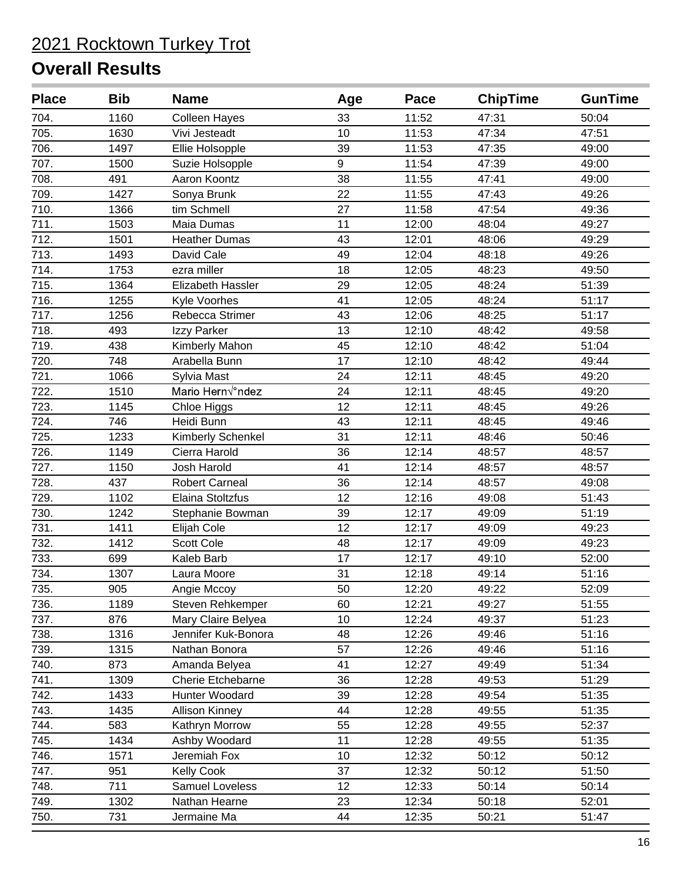# 2021 Rocktown Turkey Trot

## Overall Results

| Place | Bib | Name | Age | Pace | ChipTime | GunTime |
|---|---|---|---|---|---|---|
| 704. | 1160 | Colleen Hayes | 33 | 11:52 | 47:31 | 50:04 |
| 705. | 1630 | Vivi Jesteadt | 10 | 11:53 | 47:34 | 47:51 |
| 706. | 1497 | Ellie Holsopple | 39 | 11:53 | 47:35 | 49:00 |
| 707. | 1500 | Suzie Holsopple | 9 | 11:54 | 47:39 | 49:00 |
| 708. | 491 | Aaron Koontz | 38 | 11:55 | 47:41 | 49:00 |
| 709. | 1427 | Sonya Brunk | 22 | 11:55 | 47:43 | 49:26 |
| 710. | 1366 | tim Schmell | 27 | 11:58 | 47:54 | 49:36 |
| 711. | 1503 | Maia Dumas | 11 | 12:00 | 48:04 | 49:27 |
| 712. | 1501 | Heather Dumas | 43 | 12:01 | 48:06 | 49:29 |
| 713. | 1493 | David Cale | 49 | 12:04 | 48:18 | 49:26 |
| 714. | 1753 | ezra miller | 18 | 12:05 | 48:23 | 49:50 |
| 715. | 1364 | Elizabeth Hassler | 29 | 12:05 | 48:24 | 51:39 |
| 716. | 1255 | Kyle Voorhes | 41 | 12:05 | 48:24 | 51:17 |
| 717. | 1256 | Rebecca Strimer | 43 | 12:06 | 48:25 | 51:17 |
| 718. | 493 | Izzy Parker | 13 | 12:10 | 48:42 | 49:58 |
| 719. | 438 | Kimberly Mahon | 45 | 12:10 | 48:42 | 51:04 |
| 720. | 748 | Arabella Bunn | 17 | 12:10 | 48:42 | 49:44 |
| 721. | 1066 | Sylvia Mast | 24 | 12:11 | 48:45 | 49:20 |
| 722. | 1510 | Mario Hern√°ndez | 24 | 12:11 | 48:45 | 49:20 |
| 723. | 1145 | Chloe Higgs | 12 | 12:11 | 48:45 | 49:26 |
| 724. | 746 | Heidi Bunn | 43 | 12:11 | 48:45 | 49:46 |
| 725. | 1233 | Kimberly Schenkel | 31 | 12:11 | 48:46 | 50:46 |
| 726. | 1149 | Cierra Harold | 36 | 12:14 | 48:57 | 48:57 |
| 727. | 1150 | Josh Harold | 41 | 12:14 | 48:57 | 48:57 |
| 728. | 437 | Robert Carneal | 36 | 12:14 | 48:57 | 49:08 |
| 729. | 1102 | Elaina Stoltzfus | 12 | 12:16 | 49:08 | 51:43 |
| 730. | 1242 | Stephanie Bowman | 39 | 12:17 | 49:09 | 51:19 |
| 731. | 1411 | Elijah Cole | 12 | 12:17 | 49:09 | 49:23 |
| 732. | 1412 | Scott Cole | 48 | 12:17 | 49:09 | 49:23 |
| 733. | 699 | Kaleb Barb | 17 | 12:17 | 49:10 | 52:00 |
| 734. | 1307 | Laura Moore | 31 | 12:18 | 49:14 | 51:16 |
| 735. | 905 | Angie Mccoy | 50 | 12:20 | 49:22 | 52:09 |
| 736. | 1189 | Steven Rehkemper | 60 | 12:21 | 49:27 | 51:55 |
| 737. | 876 | Mary Claire Belyea | 10 | 12:24 | 49:37 | 51:23 |
| 738. | 1316 | Jennifer Kuk-Bonora | 48 | 12:26 | 49:46 | 51:16 |
| 739. | 1315 | Nathan Bonora | 57 | 12:26 | 49:46 | 51:16 |
| 740. | 873 | Amanda Belyea | 41 | 12:27 | 49:49 | 51:34 |
| 741. | 1309 | Cherie Etchebarne | 36 | 12:28 | 49:53 | 51:29 |
| 742. | 1433 | Hunter Woodard | 39 | 12:28 | 49:54 | 51:35 |
| 743. | 1435 | Allison Kinney | 44 | 12:28 | 49:55 | 51:35 |
| 744. | 583 | Kathryn Morrow | 55 | 12:28 | 49:55 | 52:37 |
| 745. | 1434 | Ashby Woodard | 11 | 12:28 | 49:55 | 51:35 |
| 746. | 1571 | Jeremiah Fox | 10 | 12:32 | 50:12 | 50:12 |
| 747. | 951 | Kelly Cook | 37 | 12:32 | 50:12 | 51:50 |
| 748. | 711 | Samuel Loveless | 12 | 12:33 | 50:14 | 50:14 |
| 749. | 1302 | Nathan Hearne | 23 | 12:34 | 50:18 | 52:01 |
| 750. | 731 | Jermaine Ma | 44 | 12:35 | 50:21 | 51:47 |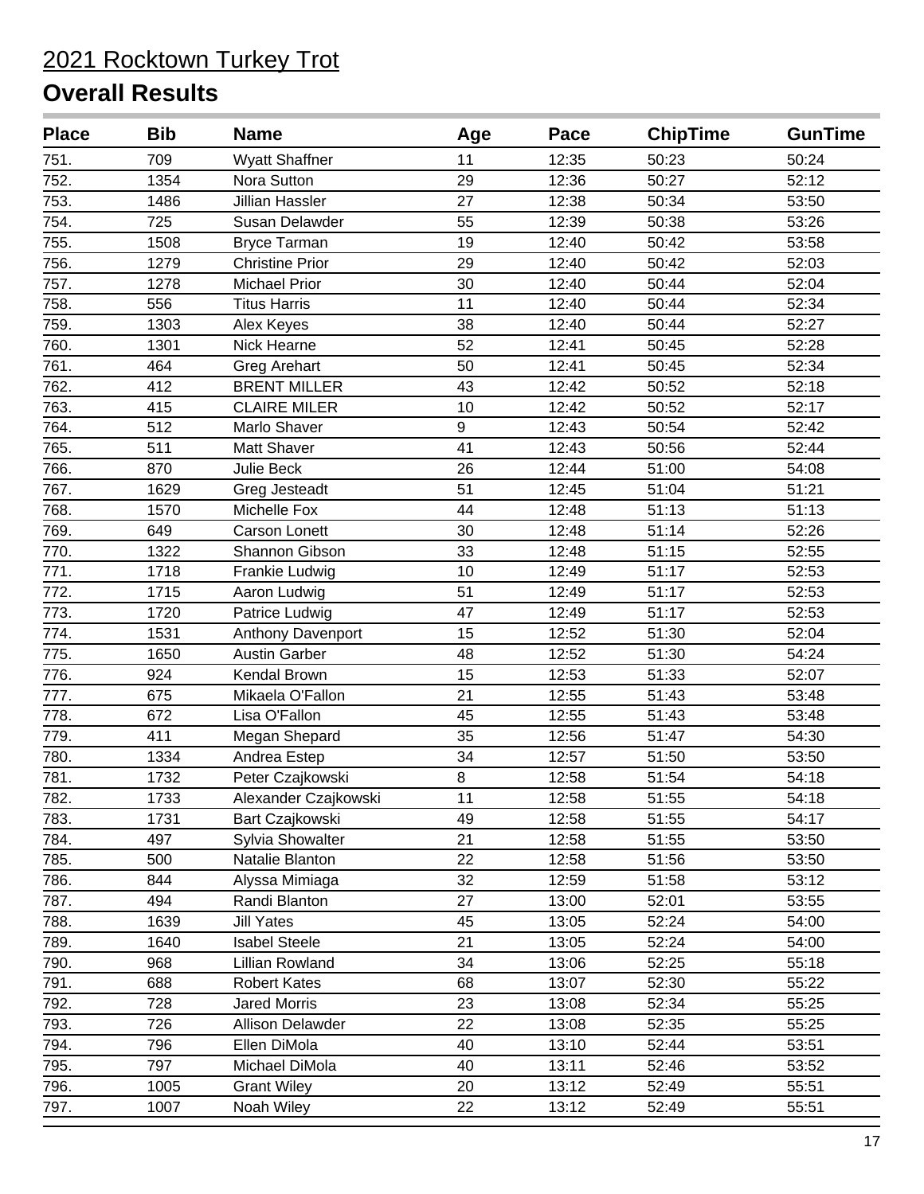# 2021 Rocktown Turkey Trot

## Overall Results

| Place | Bib | Name | Age | Pace | ChipTime | GunTime |
|---|---|---|---|---|---|---|
| 751. | 709 | Wyatt Shaffner | 11 | 12:35 | 50:23 | 50:24 |
| 752. | 1354 | Nora Sutton | 29 | 12:36 | 50:27 | 52:12 |
| 753. | 1486 | Jillian Hassler | 27 | 12:38 | 50:34 | 53:50 |
| 754. | 725 | Susan Delawder | 55 | 12:39 | 50:38 | 53:26 |
| 755. | 1508 | Bryce Tarman | 19 | 12:40 | 50:42 | 53:58 |
| 756. | 1279 | Christine Prior | 29 | 12:40 | 50:42 | 52:03 |
| 757. | 1278 | Michael Prior | 30 | 12:40 | 50:44 | 52:04 |
| 758. | 556 | Titus Harris | 11 | 12:40 | 50:44 | 52:34 |
| 759. | 1303 | Alex Keyes | 38 | 12:40 | 50:44 | 52:27 |
| 760. | 1301 | Nick Hearne | 52 | 12:41 | 50:45 | 52:28 |
| 761. | 464 | Greg Arehart | 50 | 12:41 | 50:45 | 52:34 |
| 762. | 412 | BRENT MILLER | 43 | 12:42 | 50:52 | 52:18 |
| 763. | 415 | CLAIRE MILER | 10 | 12:42 | 50:52 | 52:17 |
| 764. | 512 | Marlo Shaver | 9 | 12:43 | 50:54 | 52:42 |
| 765. | 511 | Matt Shaver | 41 | 12:43 | 50:56 | 52:44 |
| 766. | 870 | Julie Beck | 26 | 12:44 | 51:00 | 54:08 |
| 767. | 1629 | Greg Jesteadt | 51 | 12:45 | 51:04 | 51:21 |
| 768. | 1570 | Michelle Fox | 44 | 12:48 | 51:13 | 51:13 |
| 769. | 649 | Carson Lonett | 30 | 12:48 | 51:14 | 52:26 |
| 770. | 1322 | Shannon Gibson | 33 | 12:48 | 51:15 | 52:55 |
| 771. | 1718 | Frankie Ludwig | 10 | 12:49 | 51:17 | 52:53 |
| 772. | 1715 | Aaron Ludwig | 51 | 12:49 | 51:17 | 52:53 |
| 773. | 1720 | Patrice Ludwig | 47 | 12:49 | 51:17 | 52:53 |
| 774. | 1531 | Anthony Davenport | 15 | 12:52 | 51:30 | 52:04 |
| 775. | 1650 | Austin Garber | 48 | 12:52 | 51:30 | 54:24 |
| 776. | 924 | Kendal Brown | 15 | 12:53 | 51:33 | 52:07 |
| 777. | 675 | Mikaela O'Fallon | 21 | 12:55 | 51:43 | 53:48 |
| 778. | 672 | Lisa O'Fallon | 45 | 12:55 | 51:43 | 53:48 |
| 779. | 411 | Megan Shepard | 35 | 12:56 | 51:47 | 54:30 |
| 780. | 1334 | Andrea Estep | 34 | 12:57 | 51:50 | 53:50 |
| 781. | 1732 | Peter Czajkowski | 8 | 12:58 | 51:54 | 54:18 |
| 782. | 1733 | Alexander Czajkowski | 11 | 12:58 | 51:55 | 54:18 |
| 783. | 1731 | Bart Czajkowski | 49 | 12:58 | 51:55 | 54:17 |
| 784. | 497 | Sylvia Showalter | 21 | 12:58 | 51:55 | 53:50 |
| 785. | 500 | Natalie Blanton | 22 | 12:58 | 51:56 | 53:50 |
| 786. | 844 | Alyssa Mimiaga | 32 | 12:59 | 51:58 | 53:12 |
| 787. | 494 | Randi Blanton | 27 | 13:00 | 52:01 | 53:55 |
| 788. | 1639 | Jill Yates | 45 | 13:05 | 52:24 | 54:00 |
| 789. | 1640 | Isabel Steele | 21 | 13:05 | 52:24 | 54:00 |
| 790. | 968 | Lillian Rowland | 34 | 13:06 | 52:25 | 55:18 |
| 791. | 688 | Robert Kates | 68 | 13:07 | 52:30 | 55:22 |
| 792. | 728 | Jared Morris | 23 | 13:08 | 52:34 | 55:25 |
| 793. | 726 | Allison Delawder | 22 | 13:08 | 52:35 | 55:25 |
| 794. | 796 | Ellen DiMola | 40 | 13:10 | 52:44 | 53:51 |
| 795. | 797 | Michael DiMola | 40 | 13:11 | 52:46 | 53:52 |
| 796. | 1005 | Grant Wiley | 20 | 13:12 | 52:49 | 55:51 |
| 797. | 1007 | Noah Wiley | 22 | 13:12 | 52:49 | 55:51 |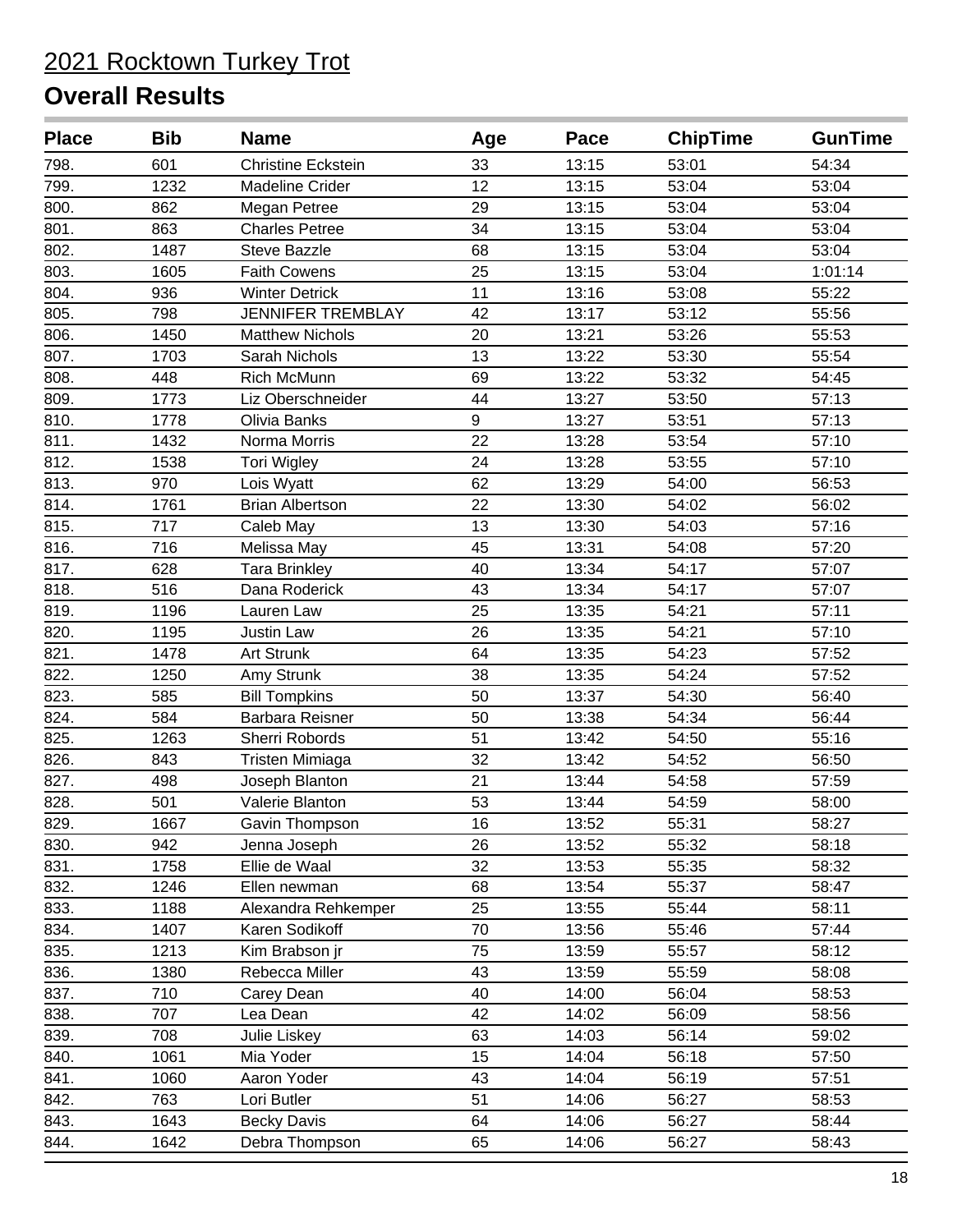# 2021 Rocktown Turkey Trot

## Overall Results

| Place | Bib | Name | Age | Pace | ChipTime | GunTime |
|---|---|---|---|---|---|---|
| 798. | 601 | Christine Eckstein | 33 | 13:15 | 53:01 | 54:34 |
| 799. | 1232 | Madeline Crider | 12 | 13:15 | 53:04 | 53:04 |
| 800. | 862 | Megan Petree | 29 | 13:15 | 53:04 | 53:04 |
| 801. | 863 | Charles Petree | 34 | 13:15 | 53:04 | 53:04 |
| 802. | 1487 | Steve Bazzle | 68 | 13:15 | 53:04 | 53:04 |
| 803. | 1605 | Faith Cowens | 25 | 13:15 | 53:04 | 1:01:14 |
| 804. | 936 | Winter Detrick | 11 | 13:16 | 53:08 | 55:22 |
| 805. | 798 | JENNIFER TREMBLAY | 42 | 13:17 | 53:12 | 55:56 |
| 806. | 1450 | Matthew Nichols | 20 | 13:21 | 53:26 | 55:53 |
| 807. | 1703 | Sarah Nichols | 13 | 13:22 | 53:30 | 55:54 |
| 808. | 448 | Rich McMunn | 69 | 13:22 | 53:32 | 54:45 |
| 809. | 1773 | Liz Oberschneider | 44 | 13:27 | 53:50 | 57:13 |
| 810. | 1778 | Olivia Banks | 9 | 13:27 | 53:51 | 57:13 |
| 811. | 1432 | Norma Morris | 22 | 13:28 | 53:54 | 57:10 |
| 812. | 1538 | Tori Wigley | 24 | 13:28 | 53:55 | 57:10 |
| 813. | 970 | Lois Wyatt | 62 | 13:29 | 54:00 | 56:53 |
| 814. | 1761 | Brian Albertson | 22 | 13:30 | 54:02 | 56:02 |
| 815. | 717 | Caleb May | 13 | 13:30 | 54:03 | 57:16 |
| 816. | 716 | Melissa May | 45 | 13:31 | 54:08 | 57:20 |
| 817. | 628 | Tara Brinkley | 40 | 13:34 | 54:17 | 57:07 |
| 818. | 516 | Dana Roderick | 43 | 13:34 | 54:17 | 57:07 |
| 819. | 1196 | Lauren Law | 25 | 13:35 | 54:21 | 57:11 |
| 820. | 1195 | Justin Law | 26 | 13:35 | 54:21 | 57:10 |
| 821. | 1478 | Art Strunk | 64 | 13:35 | 54:23 | 57:52 |
| 822. | 1250 | Amy Strunk | 38 | 13:35 | 54:24 | 57:52 |
| 823. | 585 | Bill Tompkins | 50 | 13:37 | 54:30 | 56:40 |
| 824. | 584 | Barbara Reisner | 50 | 13:38 | 54:34 | 56:44 |
| 825. | 1263 | Sherri Robords | 51 | 13:42 | 54:50 | 55:16 |
| 826. | 843 | Tristen Mimiaga | 32 | 13:42 | 54:52 | 56:50 |
| 827. | 498 | Joseph Blanton | 21 | 13:44 | 54:58 | 57:59 |
| 828. | 501 | Valerie Blanton | 53 | 13:44 | 54:59 | 58:00 |
| 829. | 1667 | Gavin Thompson | 16 | 13:52 | 55:31 | 58:27 |
| 830. | 942 | Jenna Joseph | 26 | 13:52 | 55:32 | 58:18 |
| 831. | 1758 | Ellie de Waal | 32 | 13:53 | 55:35 | 58:32 |
| 832. | 1246 | Ellen newman | 68 | 13:54 | 55:37 | 58:47 |
| 833. | 1188 | Alexandra Rehkemper | 25 | 13:55 | 55:44 | 58:11 |
| 834. | 1407 | Karen Sodikoff | 70 | 13:56 | 55:46 | 57:44 |
| 835. | 1213 | Kim Brabson jr | 75 | 13:59 | 55:57 | 58:12 |
| 836. | 1380 | Rebecca Miller | 43 | 13:59 | 55:59 | 58:08 |
| 837. | 710 | Carey Dean | 40 | 14:00 | 56:04 | 58:53 |
| 838. | 707 | Lea Dean | 42 | 14:02 | 56:09 | 58:56 |
| 839. | 708 | Julie Liskey | 63 | 14:03 | 56:14 | 59:02 |
| 840. | 1061 | Mia Yoder | 15 | 14:04 | 56:18 | 57:50 |
| 841. | 1060 | Aaron Yoder | 43 | 14:04 | 56:19 | 57:51 |
| 842. | 763 | Lori Butler | 51 | 14:06 | 56:27 | 58:53 |
| 843. | 1643 | Becky Davis | 64 | 14:06 | 56:27 | 58:44 |
| 844. | 1642 | Debra Thompson | 65 | 14:06 | 56:27 | 58:43 |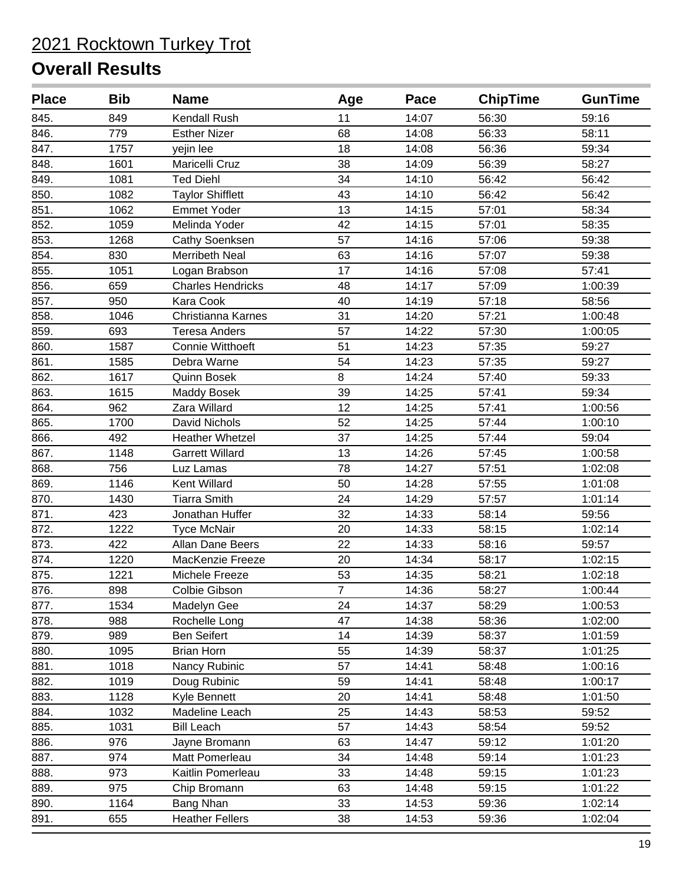# 2021 Rocktown Turkey Trot

## Overall Results

| Place | Bib | Name | Age | Pace | ChipTime | GunTime |
|---|---|---|---|---|---|---|
| 845. | 849 | Kendall Rush | 11 | 14:07 | 56:30 | 59:16 |
| 846. | 779 | Esther Nizer | 68 | 14:08 | 56:33 | 58:11 |
| 847. | 1757 | yejin lee | 18 | 14:08 | 56:36 | 59:34 |
| 848. | 1601 | Maricelli Cruz | 38 | 14:09 | 56:39 | 58:27 |
| 849. | 1081 | Ted Diehl | 34 | 14:10 | 56:42 | 56:42 |
| 850. | 1082 | Taylor Shifflett | 43 | 14:10 | 56:42 | 56:42 |
| 851. | 1062 | Emmet Yoder | 13 | 14:15 | 57:01 | 58:34 |
| 852. | 1059 | Melinda Yoder | 42 | 14:15 | 57:01 | 58:35 |
| 853. | 1268 | Cathy Soenksen | 57 | 14:16 | 57:06 | 59:38 |
| 854. | 830 | Merribeth Neal | 63 | 14:16 | 57:07 | 59:38 |
| 855. | 1051 | Logan Brabson | 17 | 14:16 | 57:08 | 57:41 |
| 856. | 659 | Charles Hendricks | 48 | 14:17 | 57:09 | 1:00:39 |
| 857. | 950 | Kara Cook | 40 | 14:19 | 57:18 | 58:56 |
| 858. | 1046 | Christianna Karnes | 31 | 14:20 | 57:21 | 1:00:48 |
| 859. | 693 | Teresa Anders | 57 | 14:22 | 57:30 | 1:00:05 |
| 860. | 1587 | Connie Witthoeft | 51 | 14:23 | 57:35 | 59:27 |
| 861. | 1585 | Debra Warne | 54 | 14:23 | 57:35 | 59:27 |
| 862. | 1617 | Quinn Bosek | 8 | 14:24 | 57:40 | 59:33 |
| 863. | 1615 | Maddy Bosek | 39 | 14:25 | 57:41 | 59:34 |
| 864. | 962 | Zara Willard | 12 | 14:25 | 57:41 | 1:00:56 |
| 865. | 1700 | David Nichols | 52 | 14:25 | 57:44 | 1:00:10 |
| 866. | 492 | Heather Whetzel | 37 | 14:25 | 57:44 | 59:04 |
| 867. | 1148 | Garrett Willard | 13 | 14:26 | 57:45 | 1:00:58 |
| 868. | 756 | Luz Lamas | 78 | 14:27 | 57:51 | 1:02:08 |
| 869. | 1146 | Kent Willard | 50 | 14:28 | 57:55 | 1:01:08 |
| 870. | 1430 | Tiarra Smith | 24 | 14:29 | 57:57 | 1:01:14 |
| 871. | 423 | Jonathan Huffer | 32 | 14:33 | 58:14 | 59:56 |
| 872. | 1222 | Tyce McNair | 20 | 14:33 | 58:15 | 1:02:14 |
| 873. | 422 | Allan Dane Beers | 22 | 14:33 | 58:16 | 59:57 |
| 874. | 1220 | MacKenzie Freeze | 20 | 14:34 | 58:17 | 1:02:15 |
| 875. | 1221 | Michele Freeze | 53 | 14:35 | 58:21 | 1:02:18 |
| 876. | 898 | Colbie Gibson | 7 | 14:36 | 58:27 | 1:00:44 |
| 877. | 1534 | Madelyn Gee | 24 | 14:37 | 58:29 | 1:00:53 |
| 878. | 988 | Rochelle Long | 47 | 14:38 | 58:36 | 1:02:00 |
| 879. | 989 | Ben Seifert | 14 | 14:39 | 58:37 | 1:01:59 |
| 880. | 1095 | Brian Horn | 55 | 14:39 | 58:37 | 1:01:25 |
| 881. | 1018 | Nancy Rubinic | 57 | 14:41 | 58:48 | 1:00:16 |
| 882. | 1019 | Doug Rubinic | 59 | 14:41 | 58:48 | 1:00:17 |
| 883. | 1128 | Kyle Bennett | 20 | 14:41 | 58:48 | 1:01:50 |
| 884. | 1032 | Madeline Leach | 25 | 14:43 | 58:53 | 59:52 |
| 885. | 1031 | Bill Leach | 57 | 14:43 | 58:54 | 59:52 |
| 886. | 976 | Jayne Bromann | 63 | 14:47 | 59:12 | 1:01:20 |
| 887. | 974 | Matt Pomerleau | 34 | 14:48 | 59:14 | 1:01:23 |
| 888. | 973 | Kaitlin Pomerleau | 33 | 14:48 | 59:15 | 1:01:23 |
| 889. | 975 | Chip Bromann | 63 | 14:48 | 59:15 | 1:01:22 |
| 890. | 1164 | Bang Nhan | 33 | 14:53 | 59:36 | 1:02:14 |
| 891. | 655 | Heather Fellers | 38 | 14:53 | 59:36 | 1:02:04 |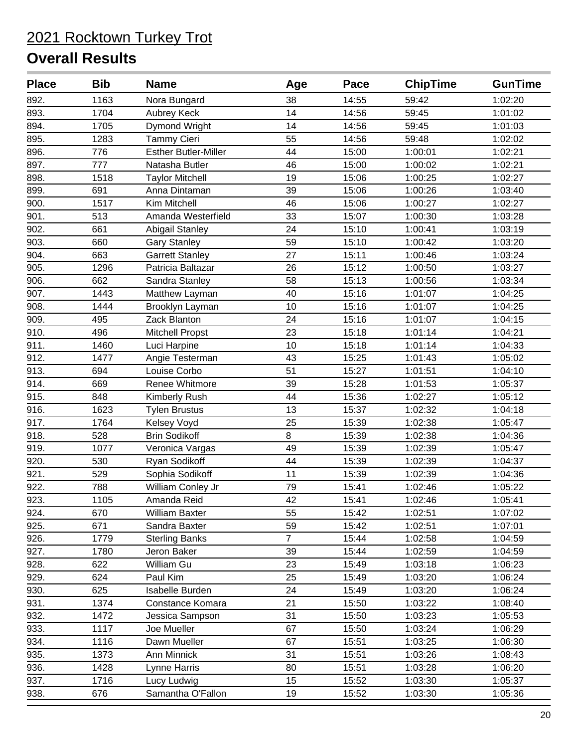# 2021 Rocktown Turkey Trot

## Overall Results

| Place | Bib | Name | Age | Pace | ChipTime | GunTime |
|---|---|---|---|---|---|---|
| 892. | 1163 | Nora Bungard | 38 | 14:55 | 59:42 | 1:02:20 |
| 893. | 1704 | Aubrey Keck | 14 | 14:56 | 59:45 | 1:01:02 |
| 894. | 1705 | Dymond Wright | 14 | 14:56 | 59:45 | 1:01:03 |
| 895. | 1283 | Tammy Cieri | 55 | 14:56 | 59:48 | 1:02:02 |
| 896. | 776 | Esther Butler-Miller | 44 | 15:00 | 1:00:01 | 1:02:21 |
| 897. | 777 | Natasha Butler | 46 | 15:00 | 1:00:02 | 1:02:21 |
| 898. | 1518 | Taylor Mitchell | 19 | 15:06 | 1:00:25 | 1:02:27 |
| 899. | 691 | Anna Dintaman | 39 | 15:06 | 1:00:26 | 1:03:40 |
| 900. | 1517 | Kim Mitchell | 46 | 15:06 | 1:00:27 | 1:02:27 |
| 901. | 513 | Amanda Westerfield | 33 | 15:07 | 1:00:30 | 1:03:28 |
| 902. | 661 | Abigail Stanley | 24 | 15:10 | 1:00:41 | 1:03:19 |
| 903. | 660 | Gary Stanley | 59 | 15:10 | 1:00:42 | 1:03:20 |
| 904. | 663 | Garrett Stanley | 27 | 15:11 | 1:00:46 | 1:03:24 |
| 905. | 1296 | Patricia Baltazar | 26 | 15:12 | 1:00:50 | 1:03:27 |
| 906. | 662 | Sandra Stanley | 58 | 15:13 | 1:00:56 | 1:03:34 |
| 907. | 1443 | Matthew Layman | 40 | 15:16 | 1:01:07 | 1:04:25 |
| 908. | 1444 | Brooklyn Layman | 10 | 15:16 | 1:01:07 | 1:04:25 |
| 909. | 495 | Zack Blanton | 24 | 15:16 | 1:01:07 | 1:04:15 |
| 910. | 496 | Mitchell Propst | 23 | 15:18 | 1:01:14 | 1:04:21 |
| 911. | 1460 | Luci Harpine | 10 | 15:18 | 1:01:14 | 1:04:33 |
| 912. | 1477 | Angie Testerman | 43 | 15:25 | 1:01:43 | 1:05:02 |
| 913. | 694 | Louise Corbo | 51 | 15:27 | 1:01:51 | 1:04:10 |
| 914. | 669 | Renee Whitmore | 39 | 15:28 | 1:01:53 | 1:05:37 |
| 915. | 848 | Kimberly Rush | 44 | 15:36 | 1:02:27 | 1:05:12 |
| 916. | 1623 | Tylen Brustus | 13 | 15:37 | 1:02:32 | 1:04:18 |
| 917. | 1764 | Kelsey Voyd | 25 | 15:39 | 1:02:38 | 1:05:47 |
| 918. | 528 | Brin Sodikoff | 8 | 15:39 | 1:02:38 | 1:04:36 |
| 919. | 1077 | Veronica Vargas | 49 | 15:39 | 1:02:39 | 1:05:47 |
| 920. | 530 | Ryan Sodikoff | 44 | 15:39 | 1:02:39 | 1:04:37 |
| 921. | 529 | Sophia Sodikoff | 11 | 15:39 | 1:02:39 | 1:04:36 |
| 922. | 788 | William Conley Jr | 79 | 15:41 | 1:02:46 | 1:05:22 |
| 923. | 1105 | Amanda Reid | 42 | 15:41 | 1:02:46 | 1:05:41 |
| 924. | 670 | William Baxter | 55 | 15:42 | 1:02:51 | 1:07:02 |
| 925. | 671 | Sandra Baxter | 59 | 15:42 | 1:02:51 | 1:07:01 |
| 926. | 1779 | Sterling Banks | 7 | 15:44 | 1:02:58 | 1:04:59 |
| 927. | 1780 | Jeron Baker | 39 | 15:44 | 1:02:59 | 1:04:59 |
| 928. | 622 | William Gu | 23 | 15:49 | 1:03:18 | 1:06:23 |
| 929. | 624 | Paul Kim | 25 | 15:49 | 1:03:20 | 1:06:24 |
| 930. | 625 | Isabelle Burden | 24 | 15:49 | 1:03:20 | 1:06:24 |
| 931. | 1374 | Constance Komara | 21 | 15:50 | 1:03:22 | 1:08:40 |
| 932. | 1472 | Jessica Sampson | 31 | 15:50 | 1:03:23 | 1:05:53 |
| 933. | 1117 | Joe Mueller | 67 | 15:50 | 1:03:24 | 1:06:29 |
| 934. | 1116 | Dawn Mueller | 67 | 15:51 | 1:03:25 | 1:06:30 |
| 935. | 1373 | Ann Minnick | 31 | 15:51 | 1:03:26 | 1:08:43 |
| 936. | 1428 | Lynne Harris | 80 | 15:51 | 1:03:28 | 1:06:20 |
| 937. | 1716 | Lucy Ludwig | 15 | 15:52 | 1:03:30 | 1:05:37 |
| 938. | 676 | Samantha O'Fallon | 19 | 15:52 | 1:03:30 | 1:05:36 |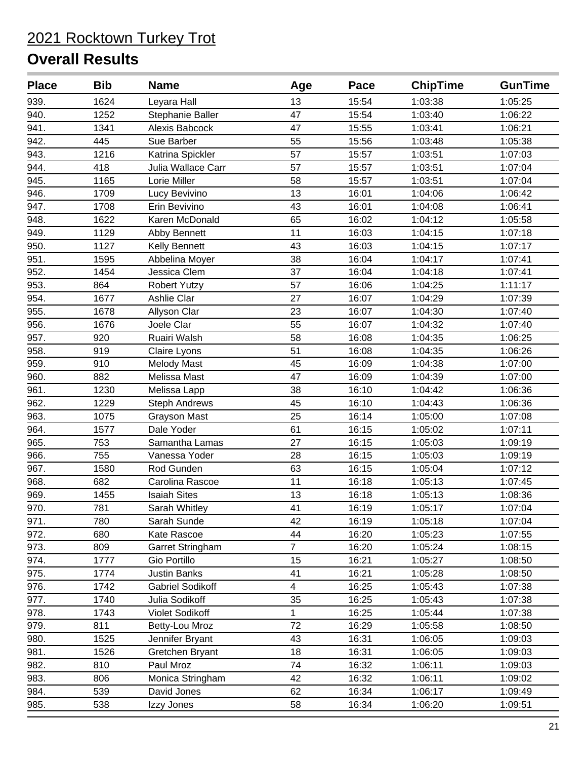# 2021 Rocktown Turkey Trot

## Overall Results

| Place | Bib | Name | Age | Pace | ChipTime | GunTime |
|---|---|---|---|---|---|---|
| 939. | 1624 | Leyara Hall | 13 | 15:54 | 1:03:38 | 1:05:25 |
| 940. | 1252 | Stephanie Baller | 47 | 15:54 | 1:03:40 | 1:06:22 |
| 941. | 1341 | Alexis Babcock | 47 | 15:55 | 1:03:41 | 1:06:21 |
| 942. | 445 | Sue Barber | 55 | 15:56 | 1:03:48 | 1:05:38 |
| 943. | 1216 | Katrina Spickler | 57 | 15:57 | 1:03:51 | 1:07:03 |
| 944. | 418 | Julia Wallace Carr | 57 | 15:57 | 1:03:51 | 1:07:04 |
| 945. | 1165 | Lorie Miller | 58 | 15:57 | 1:03:51 | 1:07:04 |
| 946. | 1709 | Lucy Bevivino | 13 | 16:01 | 1:04:06 | 1:06:42 |
| 947. | 1708 | Erin Bevivino | 43 | 16:01 | 1:04:08 | 1:06:41 |
| 948. | 1622 | Karen McDonald | 65 | 16:02 | 1:04:12 | 1:05:58 |
| 949. | 1129 | Abby Bennett | 11 | 16:03 | 1:04:15 | 1:07:18 |
| 950. | 1127 | Kelly Bennett | 43 | 16:03 | 1:04:15 | 1:07:17 |
| 951. | 1595 | Abbelina Moyer | 38 | 16:04 | 1:04:17 | 1:07:41 |
| 952. | 1454 | Jessica Clem | 37 | 16:04 | 1:04:18 | 1:07:41 |
| 953. | 864 | Robert Yutzy | 57 | 16:06 | 1:04:25 | 1:11:17 |
| 954. | 1677 | Ashlie Clar | 27 | 16:07 | 1:04:29 | 1:07:39 |
| 955. | 1678 | Allyson Clar | 23 | 16:07 | 1:04:30 | 1:07:40 |
| 956. | 1676 | Joele Clar | 55 | 16:07 | 1:04:32 | 1:07:40 |
| 957. | 920 | Ruairi Walsh | 58 | 16:08 | 1:04:35 | 1:06:25 |
| 958. | 919 | Claire Lyons | 51 | 16:08 | 1:04:35 | 1:06:26 |
| 959. | 910 | Melody Mast | 45 | 16:09 | 1:04:38 | 1:07:00 |
| 960. | 882 | Melissa Mast | 47 | 16:09 | 1:04:39 | 1:07:00 |
| 961. | 1230 | Melissa Lapp | 38 | 16:10 | 1:04:42 | 1:06:36 |
| 962. | 1229 | Steph Andrews | 45 | 16:10 | 1:04:43 | 1:06:36 |
| 963. | 1075 | Grayson Mast | 25 | 16:14 | 1:05:00 | 1:07:08 |
| 964. | 1577 | Dale Yoder | 61 | 16:15 | 1:05:02 | 1:07:11 |
| 965. | 753 | Samantha Lamas | 27 | 16:15 | 1:05:03 | 1:09:19 |
| 966. | 755 | Vanessa Yoder | 28 | 16:15 | 1:05:03 | 1:09:19 |
| 967. | 1580 | Rod Gunden | 63 | 16:15 | 1:05:04 | 1:07:12 |
| 968. | 682 | Carolina Rascoe | 11 | 16:18 | 1:05:13 | 1:07:45 |
| 969. | 1455 | Isaiah Sites | 13 | 16:18 | 1:05:13 | 1:08:36 |
| 970. | 781 | Sarah Whitley | 41 | 16:19 | 1:05:17 | 1:07:04 |
| 971. | 780 | Sarah Sunde | 42 | 16:19 | 1:05:18 | 1:07:04 |
| 972. | 680 | Kate Rascoe | 44 | 16:20 | 1:05:23 | 1:07:55 |
| 973. | 809 | Garret Stringham | 7 | 16:20 | 1:05:24 | 1:08:15 |
| 974. | 1777 | Gio Portillo | 15 | 16:21 | 1:05:27 | 1:08:50 |
| 975. | 1774 | Justin Banks | 41 | 16:21 | 1:05:28 | 1:08:50 |
| 976. | 1742 | Gabriel Sodikoff | 4 | 16:25 | 1:05:43 | 1:07:38 |
| 977. | 1740 | Julia Sodikoff | 35 | 16:25 | 1:05:43 | 1:07:38 |
| 978. | 1743 | Violet Sodikoff | 1 | 16:25 | 1:05:44 | 1:07:38 |
| 979. | 811 | Betty-Lou Mroz | 72 | 16:29 | 1:05:58 | 1:08:50 |
| 980. | 1525 | Jennifer Bryant | 43 | 16:31 | 1:06:05 | 1:09:03 |
| 981. | 1526 | Gretchen Bryant | 18 | 16:31 | 1:06:05 | 1:09:03 |
| 982. | 810 | Paul Mroz | 74 | 16:32 | 1:06:11 | 1:09:03 |
| 983. | 806 | Monica Stringham | 42 | 16:32 | 1:06:11 | 1:09:02 |
| 984. | 539 | David Jones | 62 | 16:34 | 1:06:17 | 1:09:49 |
| 985. | 538 | Izzy Jones | 58 | 16:34 | 1:06:20 | 1:09:51 |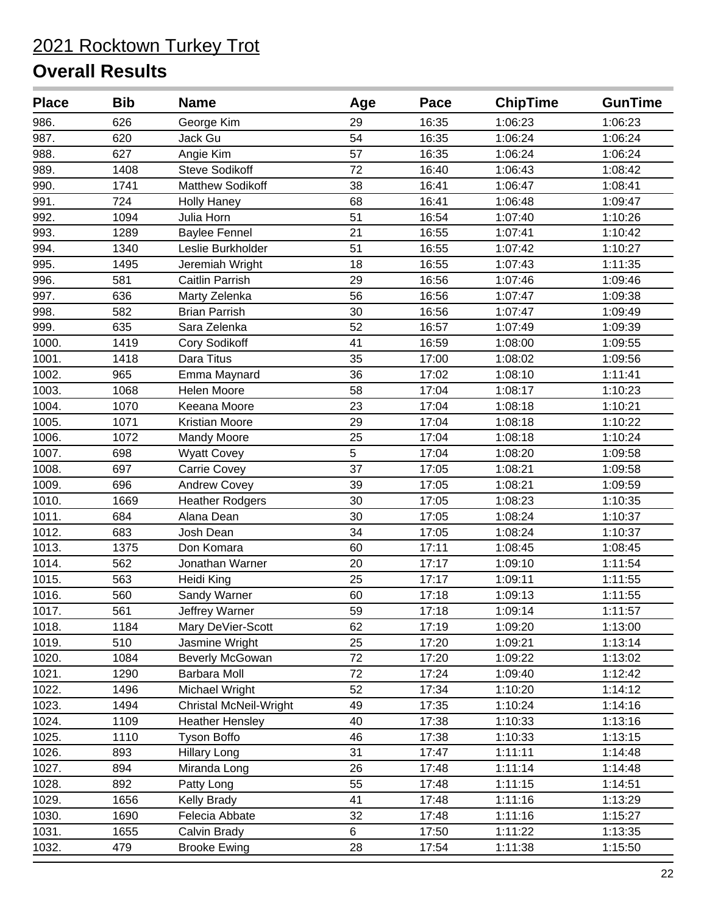# 2021 Rocktown Turkey Trot

## Overall Results

| Place | Bib | Name | Age | Pace | ChipTime | GunTime |
|---|---|---|---|---|---|---|
| 986. | 626 | George Kim | 29 | 16:35 | 1:06:23 | 1:06:23 |
| 987. | 620 | Jack Gu | 54 | 16:35 | 1:06:24 | 1:06:24 |
| 988. | 627 | Angie Kim | 57 | 16:35 | 1:06:24 | 1:06:24 |
| 989. | 1408 | Steve Sodikoff | 72 | 16:40 | 1:06:43 | 1:08:42 |
| 990. | 1741 | Matthew Sodikoff | 38 | 16:41 | 1:06:47 | 1:08:41 |
| 991. | 724 | Holly Haney | 68 | 16:41 | 1:06:48 | 1:09:47 |
| 992. | 1094 | Julia Horn | 51 | 16:54 | 1:07:40 | 1:10:26 |
| 993. | 1289 | Baylee Fennel | 21 | 16:55 | 1:07:41 | 1:10:42 |
| 994. | 1340 | Leslie Burkholder | 51 | 16:55 | 1:07:42 | 1:10:27 |
| 995. | 1495 | Jeremiah Wright | 18 | 16:55 | 1:07:43 | 1:11:35 |
| 996. | 581 | Caitlin Parrish | 29 | 16:56 | 1:07:46 | 1:09:46 |
| 997. | 636 | Marty Zelenka | 56 | 16:56 | 1:07:47 | 1:09:38 |
| 998. | 582 | Brian Parrish | 30 | 16:56 | 1:07:47 | 1:09:49 |
| 999. | 635 | Sara Zelenka | 52 | 16:57 | 1:07:49 | 1:09:39 |
| 1000. | 1419 | Cory Sodikoff | 41 | 16:59 | 1:08:00 | 1:09:55 |
| 1001. | 1418 | Dara Titus | 35 | 17:00 | 1:08:02 | 1:09:56 |
| 1002. | 965 | Emma Maynard | 36 | 17:02 | 1:08:10 | 1:11:41 |
| 1003. | 1068 | Helen Moore | 58 | 17:04 | 1:08:17 | 1:10:23 |
| 1004. | 1070 | Keeana Moore | 23 | 17:04 | 1:08:18 | 1:10:21 |
| 1005. | 1071 | Kristian Moore | 29 | 17:04 | 1:08:18 | 1:10:22 |
| 1006. | 1072 | Mandy Moore | 25 | 17:04 | 1:08:18 | 1:10:24 |
| 1007. | 698 | Wyatt Covey | 5 | 17:04 | 1:08:20 | 1:09:58 |
| 1008. | 697 | Carrie Covey | 37 | 17:05 | 1:08:21 | 1:09:58 |
| 1009. | 696 | Andrew Covey | 39 | 17:05 | 1:08:21 | 1:09:59 |
| 1010. | 1669 | Heather Rodgers | 30 | 17:05 | 1:08:23 | 1:10:35 |
| 1011. | 684 | Alana Dean | 30 | 17:05 | 1:08:24 | 1:10:37 |
| 1012. | 683 | Josh Dean | 34 | 17:05 | 1:08:24 | 1:10:37 |
| 1013. | 1375 | Don Komara | 60 | 17:11 | 1:08:45 | 1:08:45 |
| 1014. | 562 | Jonathan Warner | 20 | 17:17 | 1:09:10 | 1:11:54 |
| 1015. | 563 | Heidi King | 25 | 17:17 | 1:09:11 | 1:11:55 |
| 1016. | 560 | Sandy Warner | 60 | 17:18 | 1:09:13 | 1:11:55 |
| 1017. | 561 | Jeffrey Warner | 59 | 17:18 | 1:09:14 | 1:11:57 |
| 1018. | 1184 | Mary DeVier-Scott | 62 | 17:19 | 1:09:20 | 1:13:00 |
| 1019. | 510 | Jasmine Wright | 25 | 17:20 | 1:09:21 | 1:13:14 |
| 1020. | 1084 | Beverly McGowan | 72 | 17:20 | 1:09:22 | 1:13:02 |
| 1021. | 1290 | Barbara Moll | 72 | 17:24 | 1:09:40 | 1:12:42 |
| 1022. | 1496 | Michael Wright | 52 | 17:34 | 1:10:20 | 1:14:12 |
| 1023. | 1494 | Christal McNeil-Wright | 49 | 17:35 | 1:10:24 | 1:14:16 |
| 1024. | 1109 | Heather Hensley | 40 | 17:38 | 1:10:33 | 1:13:16 |
| 1025. | 1110 | Tyson Boffo | 46 | 17:38 | 1:10:33 | 1:13:15 |
| 1026. | 893 | Hillary Long | 31 | 17:47 | 1:11:11 | 1:14:48 |
| 1027. | 894 | Miranda Long | 26 | 17:48 | 1:11:14 | 1:14:48 |
| 1028. | 892 | Patty Long | 55 | 17:48 | 1:11:15 | 1:14:51 |
| 1029. | 1656 | Kelly Brady | 41 | 17:48 | 1:11:16 | 1:13:29 |
| 1030. | 1690 | Felecia Abbate | 32 | 17:48 | 1:11:16 | 1:15:27 |
| 1031. | 1655 | Calvin Brady | 6 | 17:50 | 1:11:22 | 1:13:35 |
| 1032. | 479 | Brooke Ewing | 28 | 17:54 | 1:11:38 | 1:15:50 |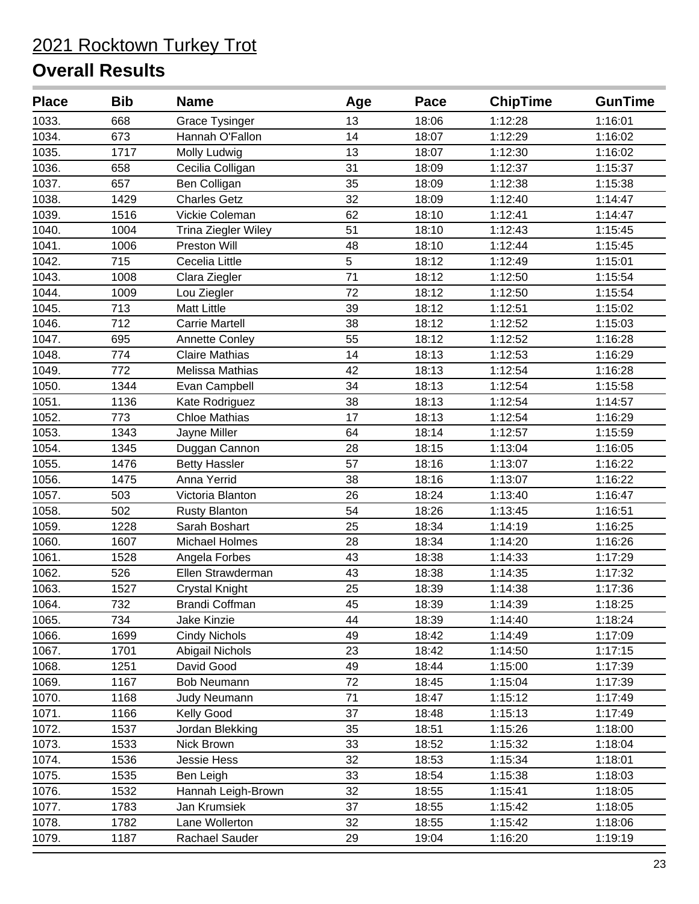# 2021 Rocktown Turkey Trot

## Overall Results

| Place | Bib | Name | Age | Pace | ChipTime | GunTime |
|---|---|---|---|---|---|---|
| 1033. | 668 | Grace Tysinger | 13 | 18:06 | 1:12:28 | 1:16:01 |
| 1034. | 673 | Hannah O'Fallon | 14 | 18:07 | 1:12:29 | 1:16:02 |
| 1035. | 1717 | Molly Ludwig | 13 | 18:07 | 1:12:30 | 1:16:02 |
| 1036. | 658 | Cecilia Colligan | 31 | 18:09 | 1:12:37 | 1:15:37 |
| 1037. | 657 | Ben Colligan | 35 | 18:09 | 1:12:38 | 1:15:38 |
| 1038. | 1429 | Charles Getz | 32 | 18:09 | 1:12:40 | 1:14:47 |
| 1039. | 1516 | Vickie Coleman | 62 | 18:10 | 1:12:41 | 1:14:47 |
| 1040. | 1004 | Trina Ziegler Wiley | 51 | 18:10 | 1:12:43 | 1:15:45 |
| 1041. | 1006 | Preston Will | 48 | 18:10 | 1:12:44 | 1:15:45 |
| 1042. | 715 | Cecelia Little | 5 | 18:12 | 1:12:49 | 1:15:01 |
| 1043. | 1008 | Clara Ziegler | 71 | 18:12 | 1:12:50 | 1:15:54 |
| 1044. | 1009 | Lou Ziegler | 72 | 18:12 | 1:12:50 | 1:15:54 |
| 1045. | 713 | Matt Little | 39 | 18:12 | 1:12:51 | 1:15:02 |
| 1046. | 712 | Carrie Martell | 38 | 18:12 | 1:12:52 | 1:15:03 |
| 1047. | 695 | Annette Conley | 55 | 18:12 | 1:12:52 | 1:16:28 |
| 1048. | 774 | Claire Mathias | 14 | 18:13 | 1:12:53 | 1:16:29 |
| 1049. | 772 | Melissa Mathias | 42 | 18:13 | 1:12:54 | 1:16:28 |
| 1050. | 1344 | Evan Campbell | 34 | 18:13 | 1:12:54 | 1:15:58 |
| 1051. | 1136 | Kate Rodriguez | 38 | 18:13 | 1:12:54 | 1:14:57 |
| 1052. | 773 | Chloe Mathias | 17 | 18:13 | 1:12:54 | 1:16:29 |
| 1053. | 1343 | Jayne Miller | 64 | 18:14 | 1:12:57 | 1:15:59 |
| 1054. | 1345 | Duggan Cannon | 28 | 18:15 | 1:13:04 | 1:16:05 |
| 1055. | 1476 | Betty Hassler | 57 | 18:16 | 1:13:07 | 1:16:22 |
| 1056. | 1475 | Anna Yerrid | 38 | 18:16 | 1:13:07 | 1:16:22 |
| 1057. | 503 | Victoria Blanton | 26 | 18:24 | 1:13:40 | 1:16:47 |
| 1058. | 502 | Rusty Blanton | 54 | 18:26 | 1:13:45 | 1:16:51 |
| 1059. | 1228 | Sarah Boshart | 25 | 18:34 | 1:14:19 | 1:16:25 |
| 1060. | 1607 | Michael Holmes | 28 | 18:34 | 1:14:20 | 1:16:26 |
| 1061. | 1528 | Angela Forbes | 43 | 18:38 | 1:14:33 | 1:17:29 |
| 1062. | 526 | Ellen Strawderman | 43 | 18:38 | 1:14:35 | 1:17:32 |
| 1063. | 1527 | Crystal Knight | 25 | 18:39 | 1:14:38 | 1:17:36 |
| 1064. | 732 | Brandi Coffman | 45 | 18:39 | 1:14:39 | 1:18:25 |
| 1065. | 734 | Jake Kinzie | 44 | 18:39 | 1:14:40 | 1:18:24 |
| 1066. | 1699 | Cindy Nichols | 49 | 18:42 | 1:14:49 | 1:17:09 |
| 1067. | 1701 | Abigail Nichols | 23 | 18:42 | 1:14:50 | 1:17:15 |
| 1068. | 1251 | David Good | 49 | 18:44 | 1:15:00 | 1:17:39 |
| 1069. | 1167 | Bob Neumann | 72 | 18:45 | 1:15:04 | 1:17:39 |
| 1070. | 1168 | Judy Neumann | 71 | 18:47 | 1:15:12 | 1:17:49 |
| 1071. | 1166 | Kelly Good | 37 | 18:48 | 1:15:13 | 1:17:49 |
| 1072. | 1537 | Jordan Blekking | 35 | 18:51 | 1:15:26 | 1:18:00 |
| 1073. | 1533 | Nick Brown | 33 | 18:52 | 1:15:32 | 1:18:04 |
| 1074. | 1536 | Jessie Hess | 32 | 18:53 | 1:15:34 | 1:18:01 |
| 1075. | 1535 | Ben Leigh | 33 | 18:54 | 1:15:38 | 1:18:03 |
| 1076. | 1532 | Hannah Leigh-Brown | 32 | 18:55 | 1:15:41 | 1:18:05 |
| 1077. | 1783 | Jan Krumsiek | 37 | 18:55 | 1:15:42 | 1:18:05 |
| 1078. | 1782 | Lane Wollerton | 32 | 18:55 | 1:15:42 | 1:18:06 |
| 1079. | 1187 | Rachael Sauder | 29 | 19:04 | 1:16:20 | 1:19:19 |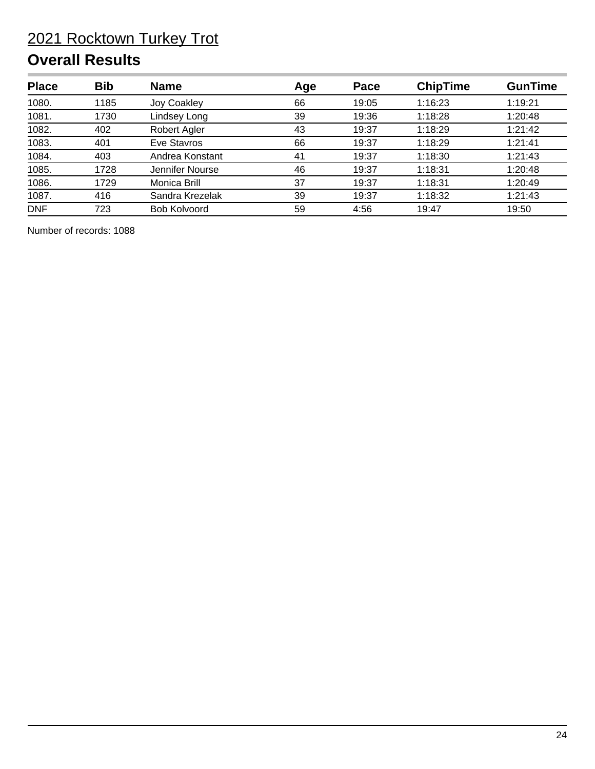# 2021 Rocktown Turkey Trot

## Overall Results

| Place | Bib | Name | Age | Pace | ChipTime | GunTime |
|---|---|---|---|---|---|---|
| 1080. | 1185 | Joy Coakley | 66 | 19:05 | 1:16:23 | 1:19:21 |
| 1081. | 1730 | Lindsey Long | 39 | 19:36 | 1:18:28 | 1:20:48 |
| 1082. | 402 | Robert Agler | 43 | 19:37 | 1:18:29 | 1:21:42 |
| 1083. | 401 | Eve Stavros | 66 | 19:37 | 1:18:29 | 1:21:41 |
| 1084. | 403 | Andrea Konstant | 41 | 19:37 | 1:18:30 | 1:21:43 |
| 1085. | 1728 | Jennifer Nourse | 46 | 19:37 | 1:18:31 | 1:20:48 |
| 1086. | 1729 | Monica Brill | 37 | 19:37 | 1:18:31 | 1:20:49 |
| 1087. | 416 | Sandra Krezelak | 39 | 19:37 | 1:18:32 | 1:21:43 |
| DNF | 723 | Bob Kolvoord | 59 | 4:56 | 19:47 | 19:50 |

Number of records: 1088